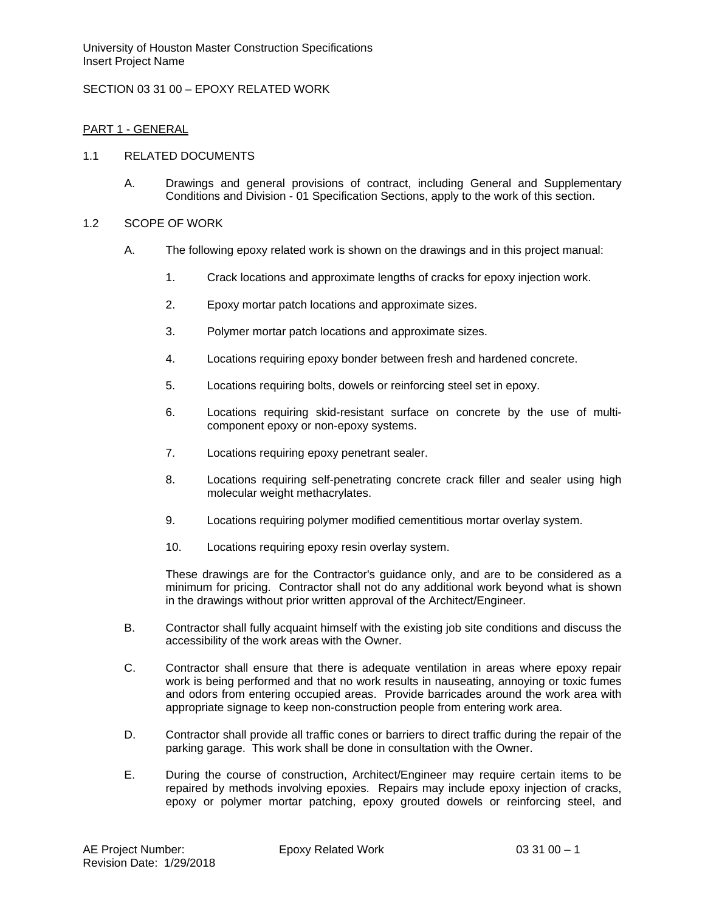University of Houston Master Construction Specifications
Insert Project Name

# SECTION 03 31 00 – EPOXY RELATED WORK

## PART 1 - GENERAL

### 1.1 RELATED DOCUMENTS

A. Drawings and general provisions of contract, including General and Supplementary Conditions and Division - 01 Specification Sections, apply to the work of this section.

### 1.2 SCOPE OF WORK

A. The following epoxy related work is shown on the drawings and in this project manual:

1. Crack locations and approximate lengths of cracks for epoxy injection work.

2. Epoxy mortar patch locations and approximate sizes.

3. Polymer mortar patch locations and approximate sizes.

4. Locations requiring epoxy bonder between fresh and hardened concrete.

5. Locations requiring bolts, dowels or reinforcing steel set in epoxy.

6. Locations requiring skid-resistant surface on concrete by the use of multi-component epoxy or non-epoxy systems.

7. Locations requiring epoxy penetrant sealer.

8. Locations requiring self-penetrating concrete crack filler and sealer using high molecular weight methacrylates.

9. Locations requiring polymer modified cementitious mortar overlay system.

10. Locations requiring epoxy resin overlay system.

These drawings are for the Contractor's guidance only, and are to be considered as a minimum for pricing. Contractor shall not do any additional work beyond what is shown in the drawings without prior written approval of the Architect/Engineer.

B. Contractor shall fully acquaint himself with the existing job site conditions and discuss the accessibility of the work areas with the Owner.

C. Contractor shall ensure that there is adequate ventilation in areas where epoxy repair work is being performed and that no work results in nauseating, annoying or toxic fumes and odors from entering occupied areas. Provide barricades around the work area with appropriate signage to keep non-construction people from entering work area.

D. Contractor shall provide all traffic cones or barriers to direct traffic during the repair of the parking garage. This work shall be done in consultation with the Owner.

E. During the course of construction, Architect/Engineer may require certain items to be repaired by methods involving epoxies. Repairs may include epoxy injection of cracks, epoxy or polymer mortar patching, epoxy grouted dowels or reinforcing steel, and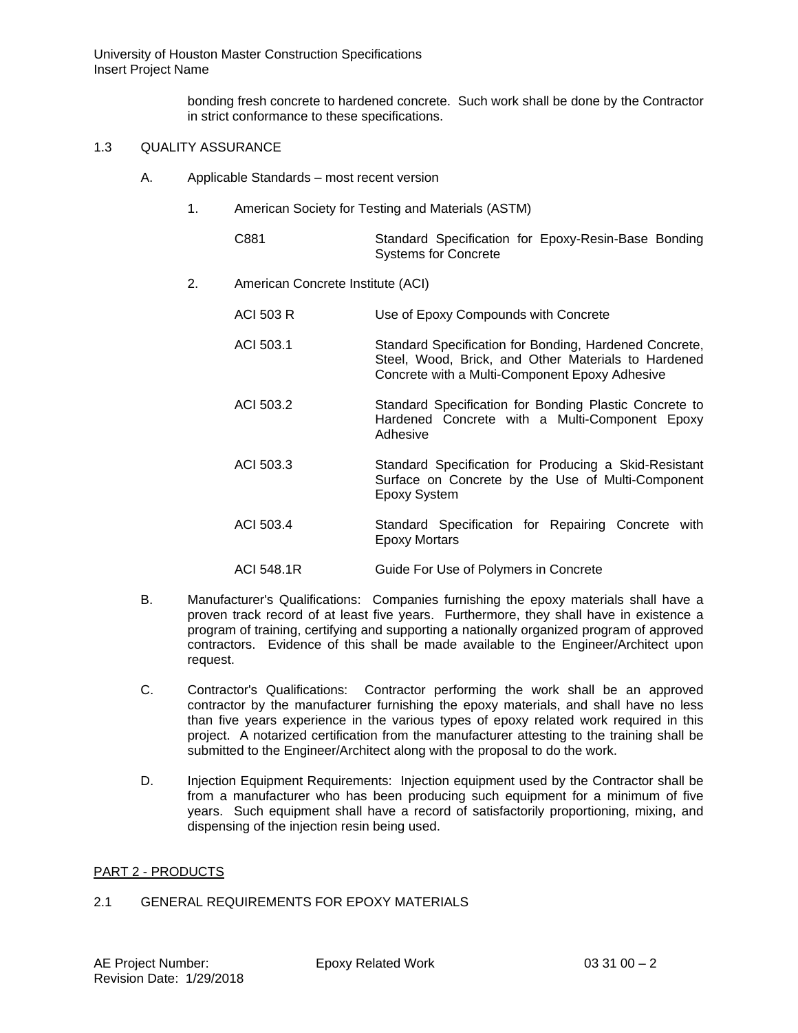bonding fresh concrete to hardened concrete. Such work shall be done by the Contractor in strict conformance to these specifications.

1.3 QUALITY ASSURANCE

A. Applicable Standards – most recent version

1. American Society for Testing and Materials (ASTM)

| | |
|---|---|
| C881 | Standard Specification for Epoxy-Resin-Base Bonding Systems for Concrete |

2. American Concrete Institute (ACI)

| | |
|---|---|
| ACI 503 R | Use of Epoxy Compounds with Concrete |
| ACI 503.1 | Standard Specification for Bonding, Hardened Concrete, Steel, Wood, Brick, and Other Materials to Hardened Concrete with a Multi-Component Epoxy Adhesive |
| ACI 503.2 | Standard Specification for Bonding Plastic Concrete to Hardened Concrete with a Multi-Component Epoxy Adhesive |
| ACI 503.3 | Standard Specification for Producing a Skid-Resistant Surface on Concrete by the Use of Multi-Component Epoxy System |
| ACI 503.4 | Standard Specification for Repairing Concrete with Epoxy Mortars |
| ACI 548.1R | Guide For Use of Polymers in Concrete |

B. Manufacturer's Qualifications: Companies furnishing the epoxy materials shall have a proven track record of at least five years. Furthermore, they shall have in existence a program of training, certifying and supporting a nationally organized program of approved contractors. Evidence of this shall be made available to the Engineer/Architect upon request.

C. Contractor's Qualifications: Contractor performing the work shall be an approved contractor by the manufacturer furnishing the epoxy materials, and shall have no less than five years experience in the various types of epoxy related work required in this project. A notarized certification from the manufacturer attesting to the training shall be submitted to the Engineer/Architect along with the proposal to do the work.

D. Injection Equipment Requirements: Injection equipment used by the Contractor shall be from a manufacturer who has been producing such equipment for a minimum of five years. Such equipment shall have a record of satisfactorily proportioning, mixing, and dispensing of the injection resin being used.

## PART 2 - PRODUCTS

2.1 GENERAL REQUIREMENTS FOR EPOXY MATERIALS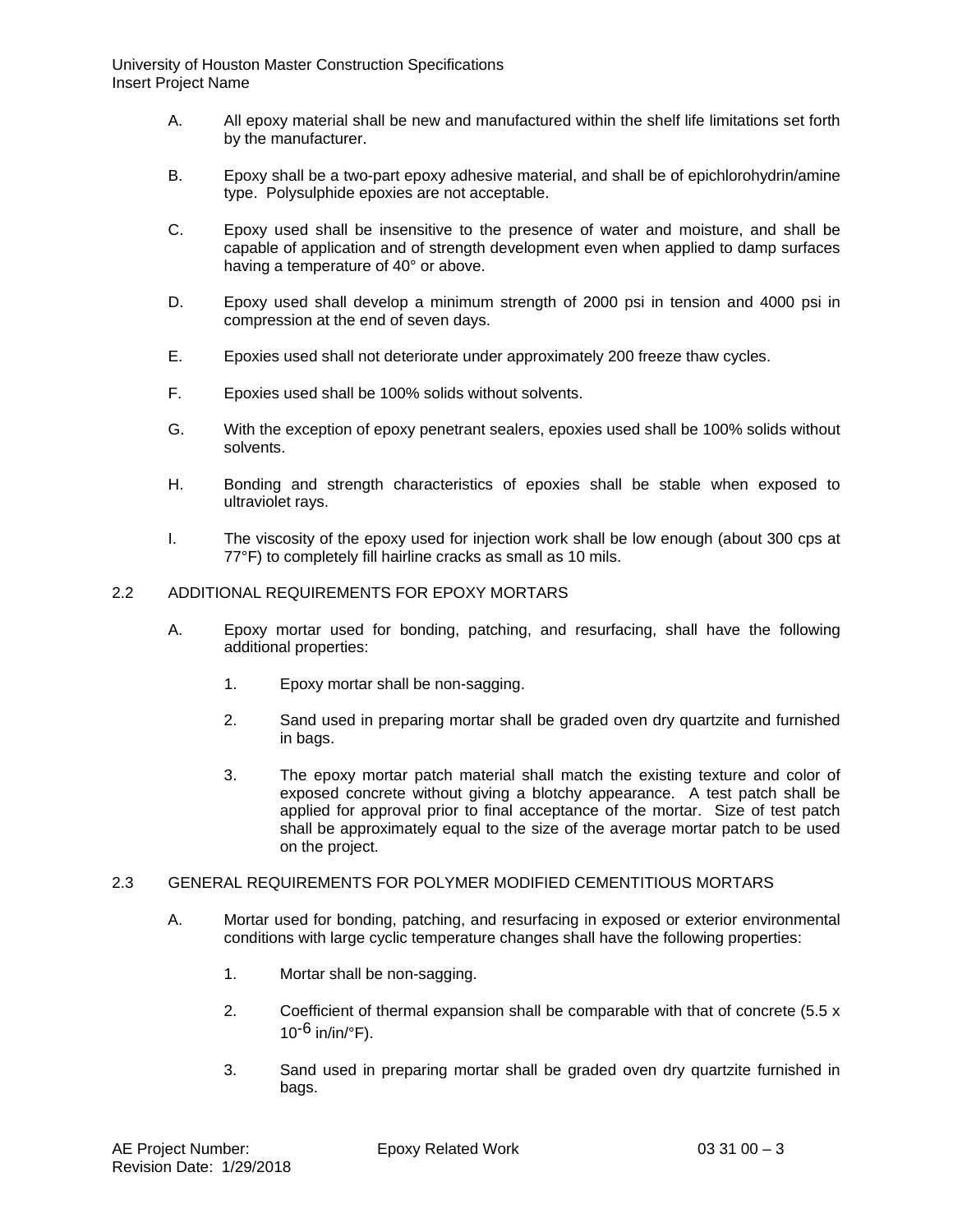A. All epoxy material shall be new and manufactured within the shelf life limitations set forth by the manufacturer.

B. Epoxy shall be a two-part epoxy adhesive material, and shall be of epichlorohydrin/amine type. Polysulphide epoxies are not acceptable.

C. Epoxy used shall be insensitive to the presence of water and moisture, and shall be capable of application and of strength development even when applied to damp surfaces having a temperature of 40° or above.

D. Epoxy used shall develop a minimum strength of 2000 psi in tension and 4000 psi in compression at the end of seven days.

E. Epoxies used shall not deteriorate under approximately 200 freeze thaw cycles.

F. Epoxies used shall be 100% solids without solvents.

G. With the exception of epoxy penetrant sealers, epoxies used shall be 100% solids without solvents.

H. Bonding and strength characteristics of epoxies shall be stable when exposed to ultraviolet rays.

I. The viscosity of the epoxy used for injection work shall be low enough (about 300 cps at 77°F) to completely fill hairline cracks as small as 10 mils.

## 2.2 ADDITIONAL REQUIREMENTS FOR EPOXY MORTARS

A. Epoxy mortar used for bonding, patching, and resurfacing, shall have the following additional properties:

1. Epoxy mortar shall be non-sagging.

2. Sand used in preparing mortar shall be graded oven dry quartzite and furnished in bags.

3. The epoxy mortar patch material shall match the existing texture and color of exposed concrete without giving a blotchy appearance. A test patch shall be applied for approval prior to final acceptance of the mortar. Size of test patch shall be approximately equal to the size of the average mortar patch to be used on the project.

## 2.3 GENERAL REQUIREMENTS FOR POLYMER MODIFIED CEMENTITIOUS MORTARS

A. Mortar used for bonding, patching, and resurfacing in exposed or exterior environmental conditions with large cyclic temperature changes shall have the following properties:

1. Mortar shall be non-sagging.

2. Coefficient of thermal expansion shall be comparable with that of concrete ($5.5 \times 10^{-6}$ in/in/°F).

3. Sand used in preparing mortar shall be graded oven dry quartzite furnished in bags.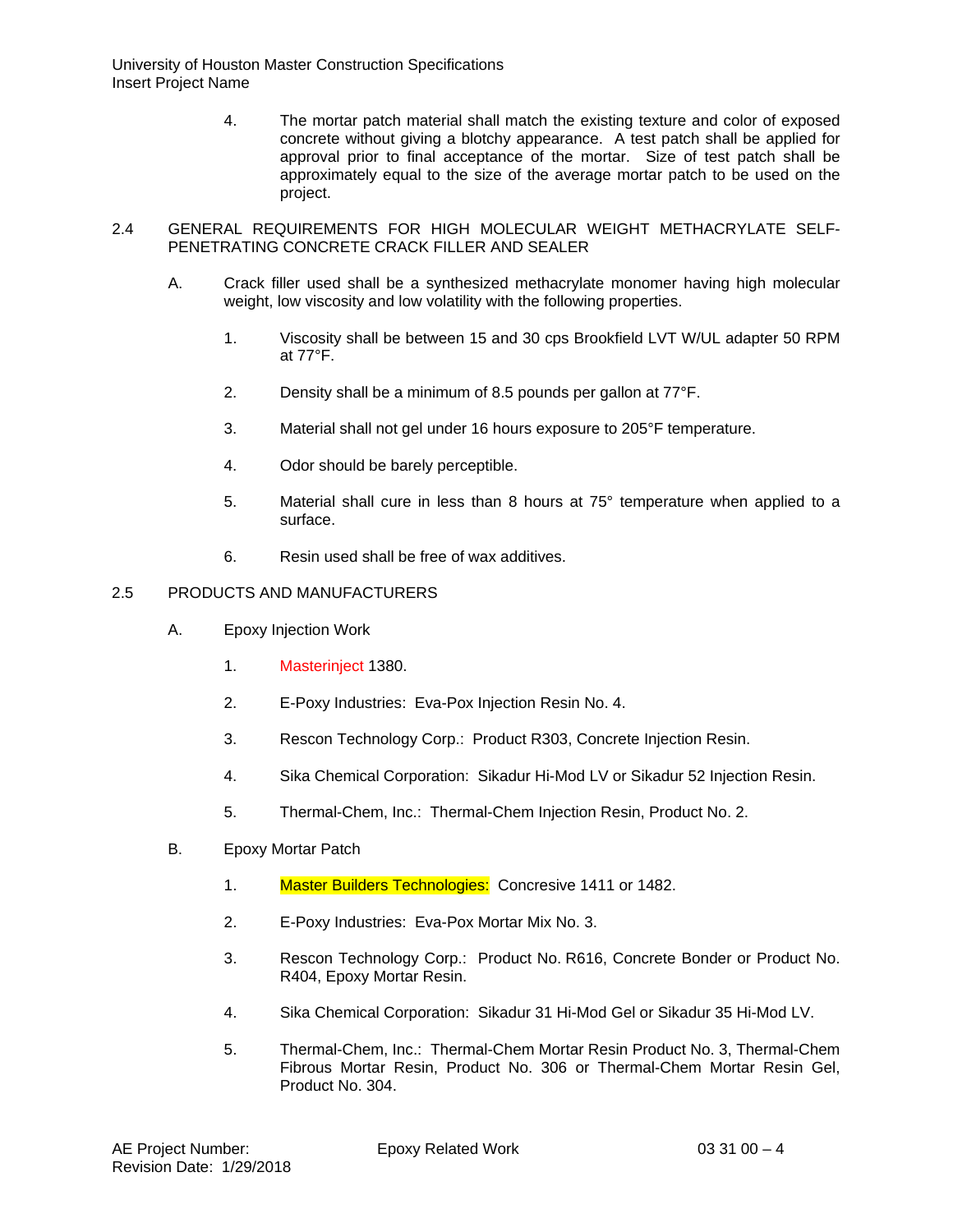4. The mortar patch material shall match the existing texture and color of exposed concrete without giving a blotchy appearance. A test patch shall be applied for approval prior to final acceptance of the mortar. Size of test patch shall be approximately equal to the size of the average mortar patch to be used on the project.

## 2.4 GENERAL REQUIREMENTS FOR HIGH MOLECULAR WEIGHT METHACRYLATE SELF-PENETRATING CONCRETE CRACK FILLER AND SEALER

A. Crack filler used shall be a synthesized methacrylate monomer having high molecular weight, low viscosity and low volatility with the following properties.

1. Viscosity shall be between 15 and 30 cps Brookfield LVT W/UL adapter 50 RPM at 77°F.
2. Density shall be a minimum of 8.5 pounds per gallon at 77°F.
3. Material shall not gel under 16 hours exposure to 205°F temperature.
4. Odor should be barely perceptible.
5. Material shall cure in less than 8 hours at 75° temperature when applied to a surface.
6. Resin used shall be free of wax additives.

## 2.5 PRODUCTS AND MANUFACTURERS

A. Epoxy Injection Work

1. Masterinject 1380.
2. E-Poxy Industries: Eva-Pox Injection Resin No. 4.
3. Rescon Technology Corp.: Product R303, Concrete Injection Resin.
4. Sika Chemical Corporation: Sikadur Hi-Mod LV or Sikadur 52 Injection Resin.
5. Thermal-Chem, Inc.: Thermal-Chem Injection Resin, Product No. 2.

B. Epoxy Mortar Patch

1. Master Builders Technologies: Concresive 1411 or 1482.
2. E-Poxy Industries: Eva-Pox Mortar Mix No. 3.
3. Rescon Technology Corp.: Product No. R616, Concrete Bonder or Product No. R404, Epoxy Mortar Resin.
4. Sika Chemical Corporation: Sikadur 31 Hi-Mod Gel or Sikadur 35 Hi-Mod LV.
5. Thermal-Chem, Inc.: Thermal-Chem Mortar Resin Product No. 3, Thermal-Chem Fibrous Mortar Resin, Product No. 306 or Thermal-Chem Mortar Resin Gel, Product No. 304.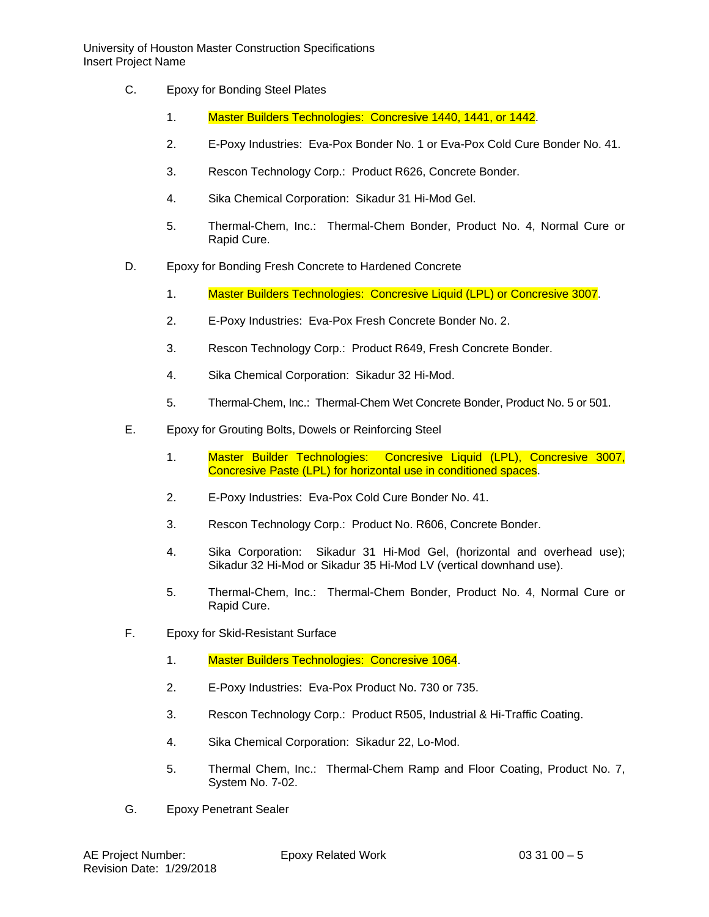C. Epoxy for Bonding Steel Plates

1. Master Builders Technologies: Concresive 1440, 1441, or 1442.
2. E-Poxy Industries: Eva-Pox Bonder No. 1 or Eva-Pox Cold Cure Bonder No. 41.
3. Rescon Technology Corp.: Product R626, Concrete Bonder.
4. Sika Chemical Corporation: Sikadur 31 Hi-Mod Gel.
5. Thermal-Chem, Inc.: Thermal-Chem Bonder, Product No. 4, Normal Cure or Rapid Cure.

D. Epoxy for Bonding Fresh Concrete to Hardened Concrete

1. Master Builders Technologies: Concresive Liquid (LPL) or Concresive 3007.
2. E-Poxy Industries: Eva-Pox Fresh Concrete Bonder No. 2.
3. Rescon Technology Corp.: Product R649, Fresh Concrete Bonder.
4. Sika Chemical Corporation: Sikadur 32 Hi-Mod.
5. Thermal-Chem, Inc.: Thermal-Chem Wet Concrete Bonder, Product No. 5 or 501.

E. Epoxy for Grouting Bolts, Dowels or Reinforcing Steel

1. Master Builder Technologies: Concresive Liquid (LPL), Concresive 3007, Concresive Paste (LPL) for horizontal use in conditioned spaces.
2. E-Poxy Industries: Eva-Pox Cold Cure Bonder No. 41.
3. Rescon Technology Corp.: Product No. R606, Concrete Bonder.
4. Sika Corporation: Sikadur 31 Hi-Mod Gel, (horizontal and overhead use); Sikadur 32 Hi-Mod or Sikadur 35 Hi-Mod LV (vertical downhand use).
5. Thermal-Chem, Inc.: Thermal-Chem Bonder, Product No. 4, Normal Cure or Rapid Cure.

F. Epoxy for Skid-Resistant Surface

1. Master Builders Technologies: Concresive 1064.
2. E-Poxy Industries: Eva-Pox Product No. 730 or 735.
3. Rescon Technology Corp.: Product R505, Industrial & Hi-Traffic Coating.
4. Sika Chemical Corporation: Sikadur 22, Lo-Mod.
5. Thermal Chem, Inc.: Thermal-Chem Ramp and Floor Coating, Product No. 7, System No. 7-02.

G. Epoxy Penetrant Sealer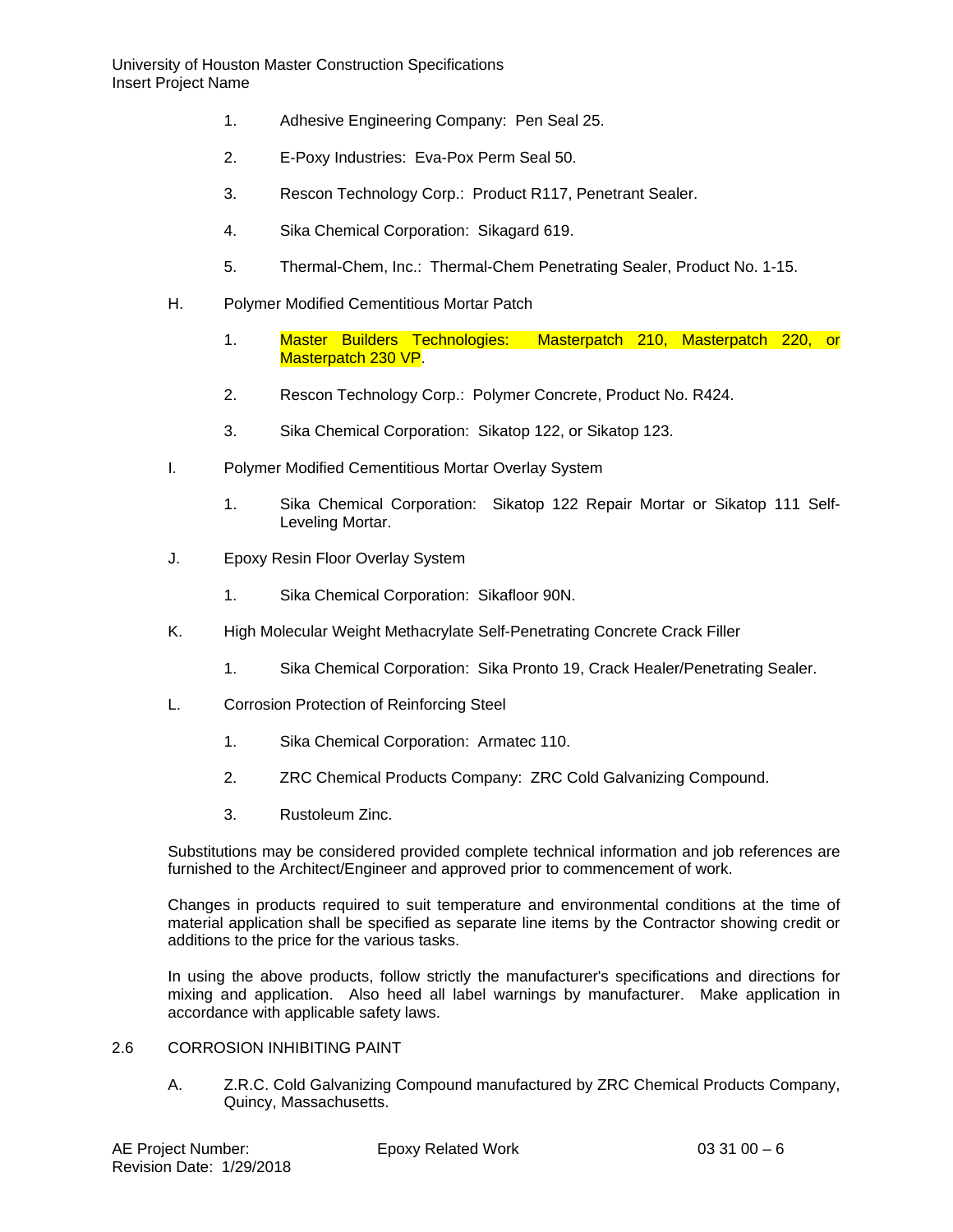1. Adhesive Engineering Company: Pen Seal 25.

2. E-Poxy Industries: Eva-Pox Perm Seal 50.

3. Rescon Technology Corp.: Product R117, Penetrant Sealer.

4. Sika Chemical Corporation: Sikagard 619.

5. Thermal-Chem, Inc.: Thermal-Chem Penetrating Sealer, Product No. 1-15.

H. Polymer Modified Cementitious Mortar Patch

1. Master Builders Technologies: Masterpatch 210, Masterpatch 220, or Masterpatch 230 VP.

2. Rescon Technology Corp.: Polymer Concrete, Product No. R424.

3. Sika Chemical Corporation: Sikatop 122, or Sikatop 123.

I. Polymer Modified Cementitious Mortar Overlay System

1. Sika Chemical Corporation: Sikatop 122 Repair Mortar or Sikatop 111 Self-Leveling Mortar.

J. Epoxy Resin Floor Overlay System

1. Sika Chemical Corporation: Sikafloor 90N.

K. High Molecular Weight Methacrylate Self-Penetrating Concrete Crack Filler

1. Sika Chemical Corporation: Sika Pronto 19, Crack Healer/Penetrating Sealer.

L. Corrosion Protection of Reinforcing Steel

1. Sika Chemical Corporation: Armatec 110.

2. ZRC Chemical Products Company: ZRC Cold Galvanizing Compound.

3. Rustoleum Zinc.

Substitutions may be considered provided complete technical information and job references are furnished to the Architect/Engineer and approved prior to commencement of work.

Changes in products required to suit temperature and environmental conditions at the time of material application shall be specified as separate line items by the Contractor showing credit or additions to the price for the various tasks.

In using the above products, follow strictly the manufacturer's specifications and directions for mixing and application. Also heed all label warnings by manufacturer. Make application in accordance with applicable safety laws.

## 2.6 CORROSION INHIBITING PAINT

A. Z.R.C. Cold Galvanizing Compound manufactured by ZRC Chemical Products Company, Quincy, Massachusetts.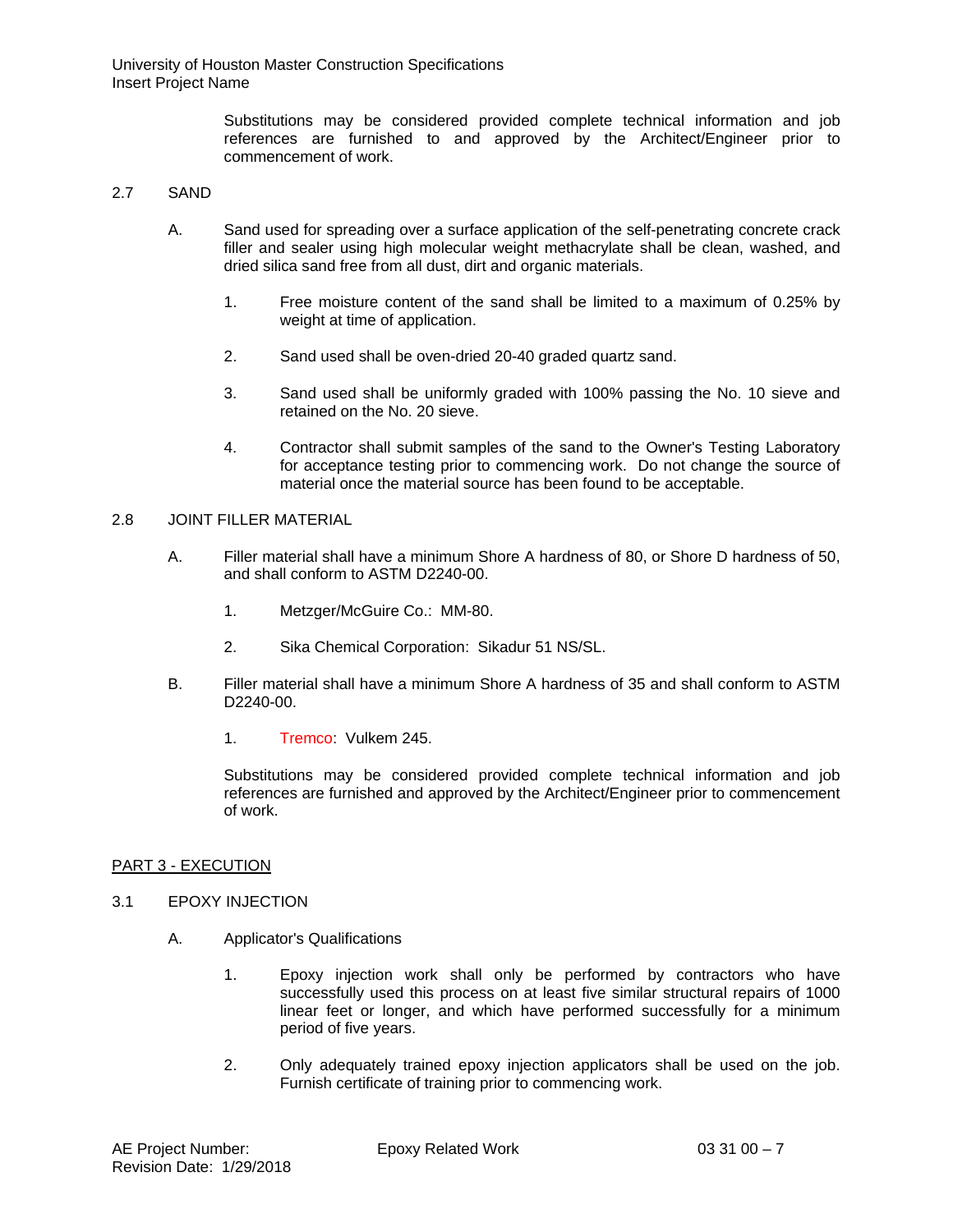Substitutions may be considered provided complete technical information and job references are furnished to and approved by the Architect/Engineer prior to commencement of work.

## 2.7 SAND

A. Sand used for spreading over a surface application of the self-penetrating concrete crack filler and sealer using high molecular weight methacrylate shall be clean, washed, and dried silica sand free from all dust, dirt and organic materials.

1. Free moisture content of the sand shall be limited to a maximum of 0.25% by weight at time of application.

2. Sand used shall be oven-dried 20-40 graded quartz sand.

3. Sand used shall be uniformly graded with 100% passing the No. 10 sieve and retained on the No. 20 sieve.

4. Contractor shall submit samples of the sand to the Owner's Testing Laboratory for acceptance testing prior to commencing work. Do not change the source of material once the material source has been found to be acceptable.

## 2.8 JOINT FILLER MATERIAL

A. Filler material shall have a minimum Shore A hardness of 80, or Shore D hardness of 50, and shall conform to ASTM D2240-00.

1. Metzger/McGuire Co.: MM-80.

2. Sika Chemical Corporation: Sikadur 51 NS/SL.

B. Filler material shall have a minimum Shore A hardness of 35 and shall conform to ASTM D2240-00.

1. Tremco: Vulkem 245.

Substitutions may be considered provided complete technical information and job references are furnished and approved by the Architect/Engineer prior to commencement of work.

# PART 3 - EXECUTION

## 3.1 EPOXY INJECTION

A. Applicator's Qualifications

1. Epoxy injection work shall only be performed by contractors who have successfully used this process on at least five similar structural repairs of 1000 linear feet or longer, and which have performed successfully for a minimum period of five years.

2. Only adequately trained epoxy injection applicators shall be used on the job. Furnish certificate of training prior to commencing work.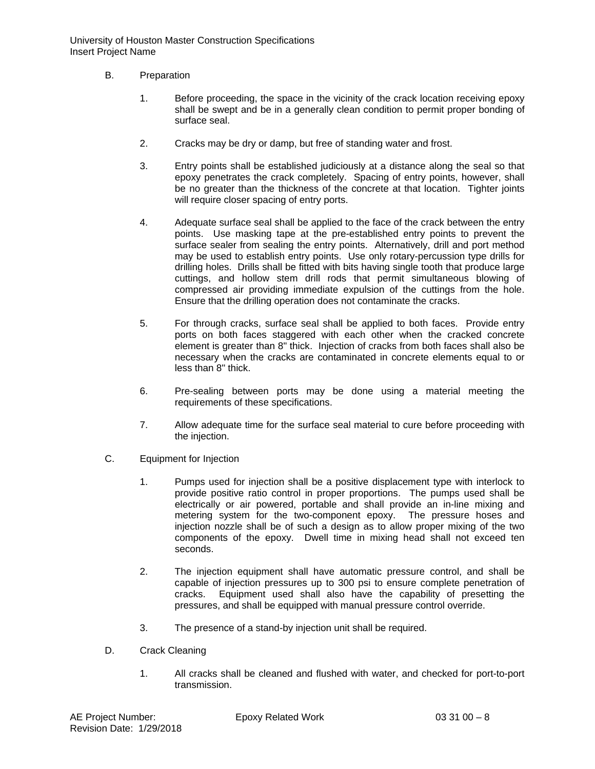B. Preparation

1. Before proceeding, the space in the vicinity of the crack location receiving epoxy shall be swept and be in a generally clean condition to permit proper bonding of surface seal.

2. Cracks may be dry or damp, but free of standing water and frost.

3. Entry points shall be established judiciously at a distance along the seal so that epoxy penetrates the crack completely. Spacing of entry points, however, shall be no greater than the thickness of the concrete at that location. Tighter joints will require closer spacing of entry ports.

4. Adequate surface seal shall be applied to the face of the crack between the entry points. Use masking tape at the pre-established entry points to prevent the surface sealer from sealing the entry points. Alternatively, drill and port method may be used to establish entry points. Use only rotary-percussion type drills for drilling holes. Drills shall be fitted with bits having single tooth that produce large cuttings, and hollow stem drill rods that permit simultaneous blowing of compressed air providing immediate expulsion of the cuttings from the hole. Ensure that the drilling operation does not contaminate the cracks.

5. For through cracks, surface seal shall be applied to both faces. Provide entry ports on both faces staggered with each other when the cracked concrete element is greater than 8" thick. Injection of cracks from both faces shall also be necessary when the cracks are contaminated in concrete elements equal to or less than 8" thick.

6. Pre-sealing between ports may be done using a material meeting the requirements of these specifications.

7. Allow adequate time for the surface seal material to cure before proceeding with the injection.

C. Equipment for Injection

1. Pumps used for injection shall be a positive displacement type with interlock to provide positive ratio control in proper proportions. The pumps used shall be electrically or air powered, portable and shall provide an in-line mixing and metering system for the two-component epoxy. The pressure hoses and injection nozzle shall be of such a design as to allow proper mixing of the two components of the epoxy. Dwell time in mixing head shall not exceed ten seconds.

2. The injection equipment shall have automatic pressure control, and shall be capable of injection pressures up to 300 psi to ensure complete penetration of cracks. Equipment used shall also have the capability of presetting the pressures, and shall be equipped with manual pressure control override.

3. The presence of a stand-by injection unit shall be required.

D. Crack Cleaning

1. All cracks shall be cleaned and flushed with water, and checked for port-to-port transmission.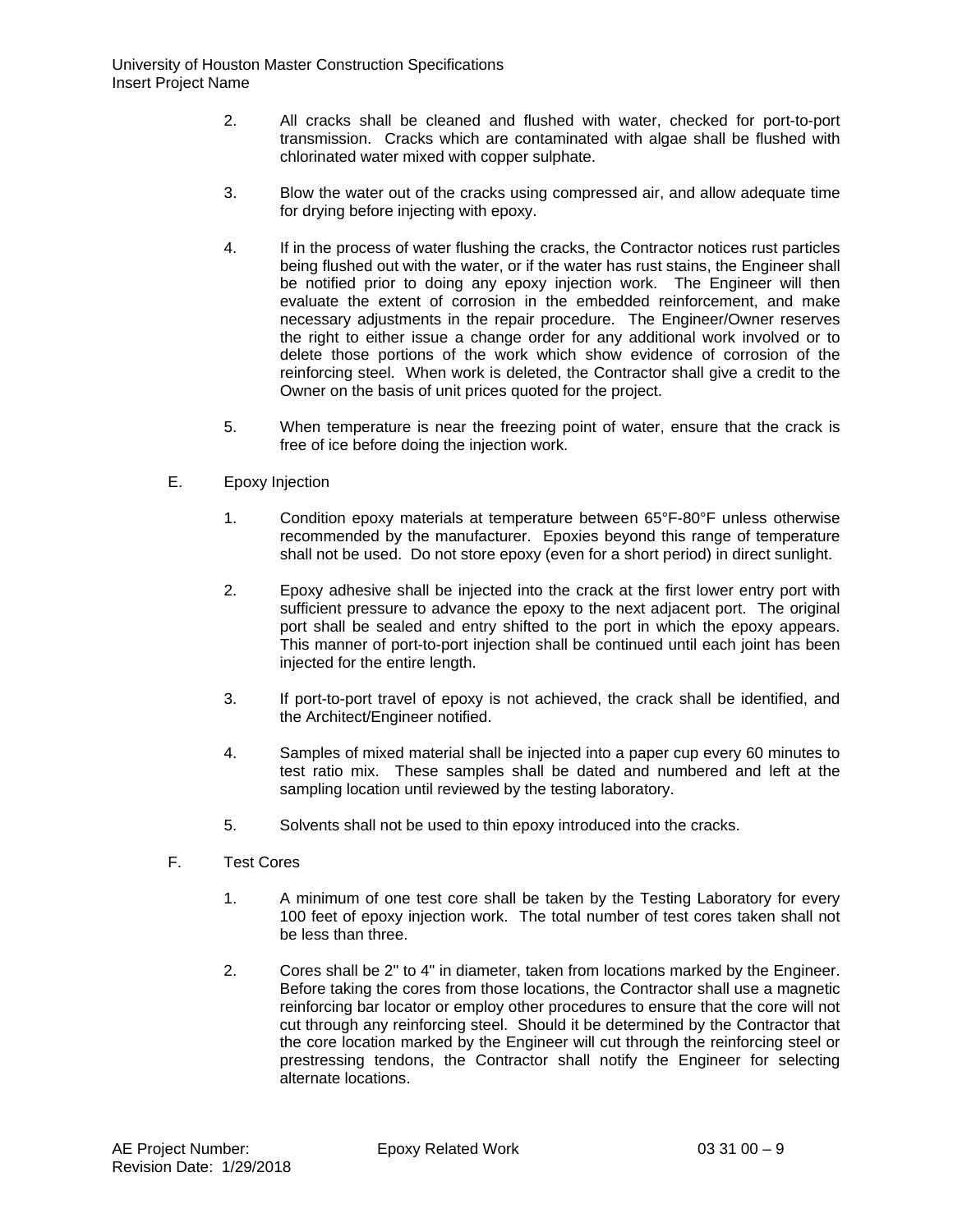2. All cracks shall be cleaned and flushed with water, checked for port-to-port transmission. Cracks which are contaminated with algae shall be flushed with chlorinated water mixed with copper sulphate.

3. Blow the water out of the cracks using compressed air, and allow adequate time for drying before injecting with epoxy.

4. If in the process of water flushing the cracks, the Contractor notices rust particles being flushed out with the water, or if the water has rust stains, the Engineer shall be notified prior to doing any epoxy injection work. The Engineer will then evaluate the extent of corrosion in the embedded reinforcement, and make necessary adjustments in the repair procedure. The Engineer/Owner reserves the right to either issue a change order for any additional work involved or to delete those portions of the work which show evidence of corrosion of the reinforcing steel. When work is deleted, the Contractor shall give a credit to the Owner on the basis of unit prices quoted for the project.

5. When temperature is near the freezing point of water, ensure that the crack is free of ice before doing the injection work.

E. Epoxy Injection

1. Condition epoxy materials at temperature between 65°F-80°F unless otherwise recommended by the manufacturer. Epoxies beyond this range of temperature shall not be used. Do not store epoxy (even for a short period) in direct sunlight.

2. Epoxy adhesive shall be injected into the crack at the first lower entry port with sufficient pressure to advance the epoxy to the next adjacent port. The original port shall be sealed and entry shifted to the port in which the epoxy appears. This manner of port-to-port injection shall be continued until each joint has been injected for the entire length.

3. If port-to-port travel of epoxy is not achieved, the crack shall be identified, and the Architect/Engineer notified.

4. Samples of mixed material shall be injected into a paper cup every 60 minutes to test ratio mix. These samples shall be dated and numbered and left at the sampling location until reviewed by the testing laboratory.

5. Solvents shall not be used to thin epoxy introduced into the cracks.

F. Test Cores

1. A minimum of one test core shall be taken by the Testing Laboratory for every 100 feet of epoxy injection work. The total number of test cores taken shall not be less than three.

2. Cores shall be 2" to 4" in diameter, taken from locations marked by the Engineer. Before taking the cores from those locations, the Contractor shall use a magnetic reinforcing bar locator or employ other procedures to ensure that the core will not cut through any reinforcing steel. Should it be determined by the Contractor that the core location marked by the Engineer will cut through the reinforcing steel or prestressing tendons, the Contractor shall notify the Engineer for selecting alternate locations.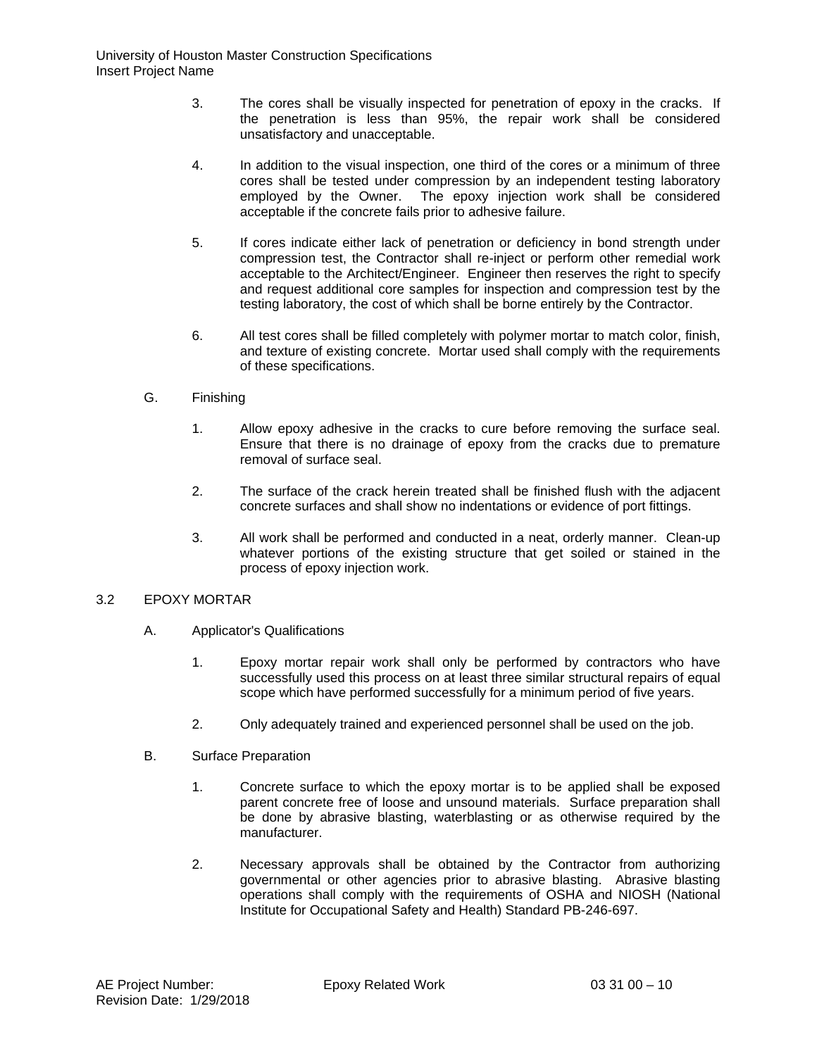3. The cores shall be visually inspected for penetration of epoxy in the cracks. If the penetration is less than 95%, the repair work shall be considered unsatisfactory and unacceptable.

4. In addition to the visual inspection, one third of the cores or a minimum of three cores shall be tested under compression by an independent testing laboratory employed by the Owner. The epoxy injection work shall be considered acceptable if the concrete fails prior to adhesive failure.

5. If cores indicate either lack of penetration or deficiency in bond strength under compression test, the Contractor shall re-inject or perform other remedial work acceptable to the Architect/Engineer. Engineer then reserves the right to specify and request additional core samples for inspection and compression test by the testing laboratory, the cost of which shall be borne entirely by the Contractor.

6. All test cores shall be filled completely with polymer mortar to match color, finish, and texture of existing concrete. Mortar used shall comply with the requirements of these specifications.

G. Finishing

1. Allow epoxy adhesive in the cracks to cure before removing the surface seal. Ensure that there is no drainage of epoxy from the cracks due to premature removal of surface seal.

2. The surface of the crack herein treated shall be finished flush with the adjacent concrete surfaces and shall show no indentations or evidence of port fittings.

3. All work shall be performed and conducted in a neat, orderly manner. Clean-up whatever portions of the existing structure that get soiled or stained in the process of epoxy injection work.

## 3.2 EPOXY MORTAR

A. Applicator's Qualifications

1. Epoxy mortar repair work shall only be performed by contractors who have successfully used this process on at least three similar structural repairs of equal scope which have performed successfully for a minimum period of five years.

2. Only adequately trained and experienced personnel shall be used on the job.

B. Surface Preparation

1. Concrete surface to which the epoxy mortar is to be applied shall be exposed parent concrete free of loose and unsound materials. Surface preparation shall be done by abrasive blasting, waterblasting or as otherwise required by the manufacturer.

2. Necessary approvals shall be obtained by the Contractor from authorizing governmental or other agencies prior to abrasive blasting. Abrasive blasting operations shall comply with the requirements of OSHA and NIOSH (National Institute for Occupational Safety and Health) Standard PB-246-697.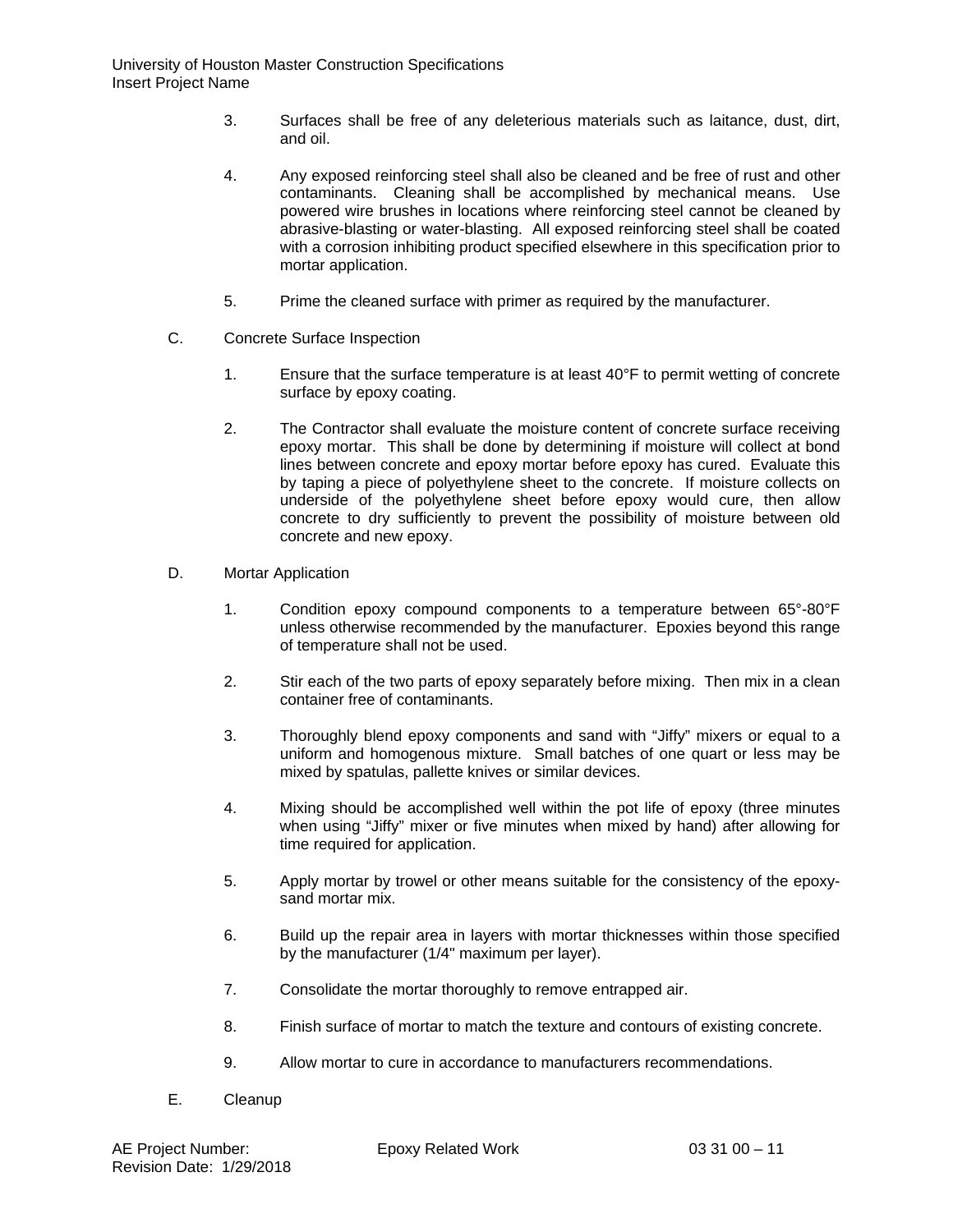3. Surfaces shall be free of any deleterious materials such as laitance, dust, dirt, and oil.

4. Any exposed reinforcing steel shall also be cleaned and be free of rust and other contaminants. Cleaning shall be accomplished by mechanical means. Use powered wire brushes in locations where reinforcing steel cannot be cleaned by abrasive-blasting or water-blasting. All exposed reinforcing steel shall be coated with a corrosion inhibiting product specified elsewhere in this specification prior to mortar application.

5. Prime the cleaned surface with primer as required by the manufacturer.

C. Concrete Surface Inspection

1. Ensure that the surface temperature is at least 40°F to permit wetting of concrete surface by epoxy coating.

2. The Contractor shall evaluate the moisture content of concrete surface receiving epoxy mortar. This shall be done by determining if moisture will collect at bond lines between concrete and epoxy mortar before epoxy has cured. Evaluate this by taping a piece of polyethylene sheet to the concrete. If moisture collects on underside of the polyethylene sheet before epoxy would cure, then allow concrete to dry sufficiently to prevent the possibility of moisture between old concrete and new epoxy.

D. Mortar Application

1. Condition epoxy compound components to a temperature between 65°-80°F unless otherwise recommended by the manufacturer. Epoxies beyond this range of temperature shall not be used.

2. Stir each of the two parts of epoxy separately before mixing. Then mix in a clean container free of contaminants.

3. Thoroughly blend epoxy components and sand with "Jiffy" mixers or equal to a uniform and homogenous mixture. Small batches of one quart or less may be mixed by spatulas, pallette knives or similar devices.

4. Mixing should be accomplished well within the pot life of epoxy (three minutes when using "Jiffy" mixer or five minutes when mixed by hand) after allowing for time required for application.

5. Apply mortar by trowel or other means suitable for the consistency of the epoxy-sand mortar mix.

6. Build up the repair area in layers with mortar thicknesses within those specified by the manufacturer (1/4" maximum per layer).

7. Consolidate the mortar thoroughly to remove entrapped air.

8. Finish surface of mortar to match the texture and contours of existing concrete.

9. Allow mortar to cure in accordance to manufacturers recommendations.

E. Cleanup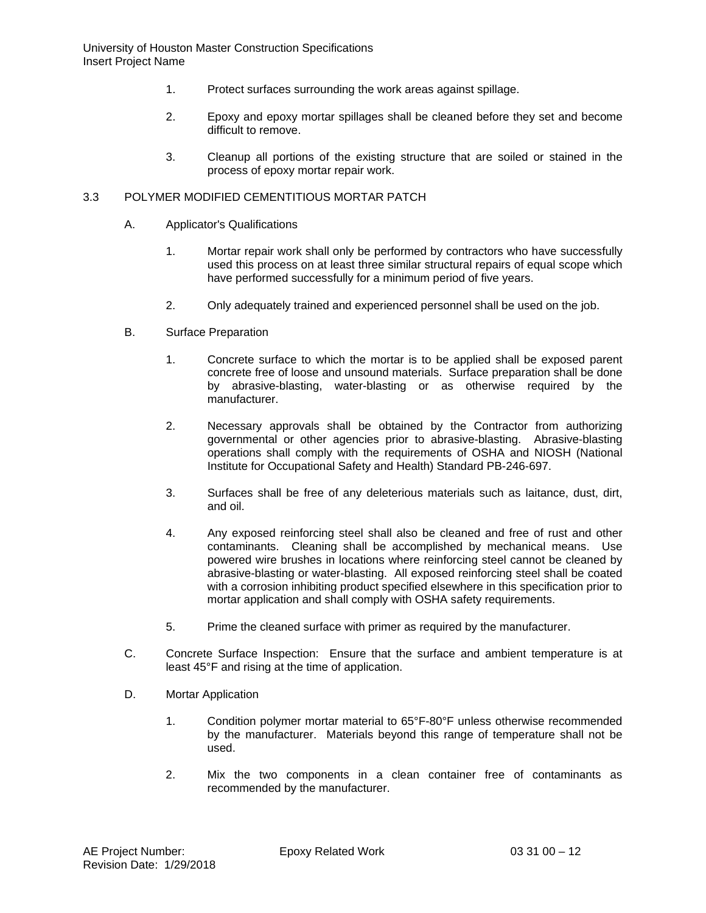1. Protect surfaces surrounding the work areas against spillage.

2. Epoxy and epoxy mortar spillages shall be cleaned before they set and become difficult to remove.

3. Cleanup all portions of the existing structure that are soiled or stained in the process of epoxy mortar repair work.

## 3.3 POLYMER MODIFIED CEMENTITIOUS MORTAR PATCH

A. Applicator's Qualifications

1. Mortar repair work shall only be performed by contractors who have successfully used this process on at least three similar structural repairs of equal scope which have performed successfully for a minimum period of five years.

2. Only adequately trained and experienced personnel shall be used on the job.

B. Surface Preparation

1. Concrete surface to which the mortar is to be applied shall be exposed parent concrete free of loose and unsound materials. Surface preparation shall be done by abrasive-blasting, water-blasting or as otherwise required by the manufacturer.

2. Necessary approvals shall be obtained by the Contractor from authorizing governmental or other agencies prior to abrasive-blasting. Abrasive-blasting operations shall comply with the requirements of OSHA and NIOSH (National Institute for Occupational Safety and Health) Standard PB-246-697.

3. Surfaces shall be free of any deleterious materials such as laitance, dust, dirt, and oil.

4. Any exposed reinforcing steel shall also be cleaned and free of rust and other contaminants. Cleaning shall be accomplished by mechanical means. Use powered wire brushes in locations where reinforcing steel cannot be cleaned by abrasive-blasting or water-blasting. All exposed reinforcing steel shall be coated with a corrosion inhibiting product specified elsewhere in this specification prior to mortar application and shall comply with OSHA safety requirements.

5. Prime the cleaned surface with primer as required by the manufacturer.

C. Concrete Surface Inspection: Ensure that the surface and ambient temperature is at least 45°F and rising at the time of application.

D. Mortar Application

1. Condition polymer mortar material to 65°F-80°F unless otherwise recommended by the manufacturer. Materials beyond this range of temperature shall not be used.

2. Mix the two components in a clean container free of contaminants as recommended by the manufacturer.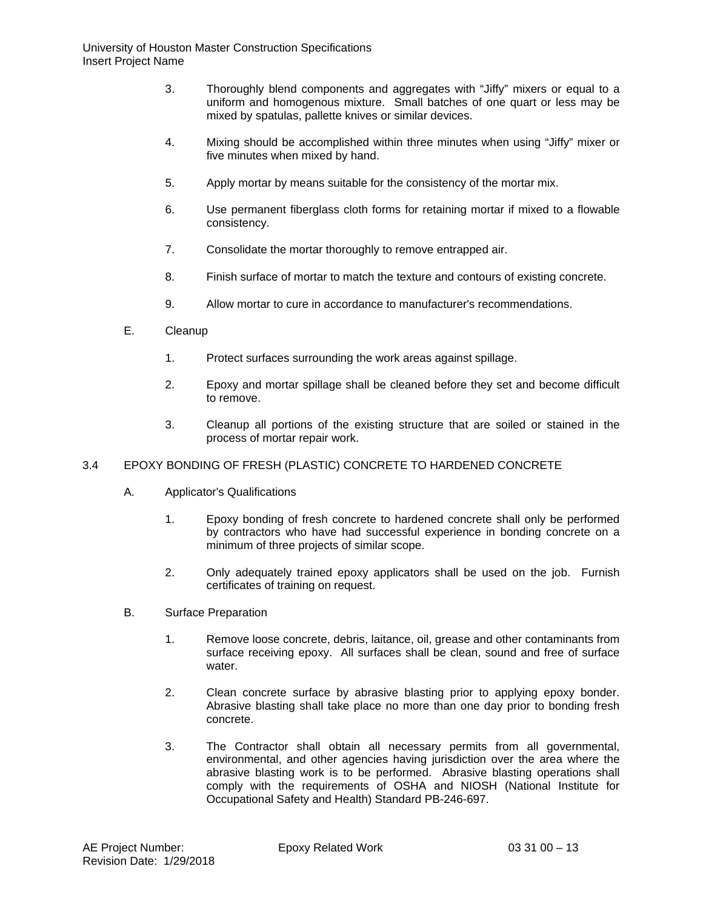3. Thoroughly blend components and aggregates with “Jiffy” mixers or equal to a uniform and homogenous mixture. Small batches of one quart or less may be mixed by spatulas, pallette knives or similar devices.

4. Mixing should be accomplished within three minutes when using “Jiffy” mixer or five minutes when mixed by hand.

5. Apply mortar by means suitable for the consistency of the mortar mix.

6. Use permanent fiberglass cloth forms for retaining mortar if mixed to a flowable consistency.

7. Consolidate the mortar thoroughly to remove entrapped air.

8. Finish surface of mortar to match the texture and contours of existing concrete.

9. Allow mortar to cure in accordance to manufacturer's recommendations.

E. Cleanup

1. Protect surfaces surrounding the work areas against spillage.

2. Epoxy and mortar spillage shall be cleaned before they set and become difficult to remove.

3. Cleanup all portions of the existing structure that are soiled or stained in the process of mortar repair work.

## 3.4 EPOXY BONDING OF FRESH (PLASTIC) CONCRETE TO HARDENED CONCRETE

A. Applicator's Qualifications

1. Epoxy bonding of fresh concrete to hardened concrete shall only be performed by contractors who have had successful experience in bonding concrete on a minimum of three projects of similar scope.

2. Only adequately trained epoxy applicators shall be used on the job. Furnish certificates of training on request.

B. Surface Preparation

1. Remove loose concrete, debris, laitance, oil, grease and other contaminants from surface receiving epoxy. All surfaces shall be clean, sound and free of surface water.

2. Clean concrete surface by abrasive blasting prior to applying epoxy bonder. Abrasive blasting shall take place no more than one day prior to bonding fresh concrete.

3. The Contractor shall obtain all necessary permits from all governmental, environmental, and other agencies having jurisdiction over the area where the abrasive blasting work is to be performed. Abrasive blasting operations shall comply with the requirements of OSHA and NIOSH (National Institute for Occupational Safety and Health) Standard PB-246-697.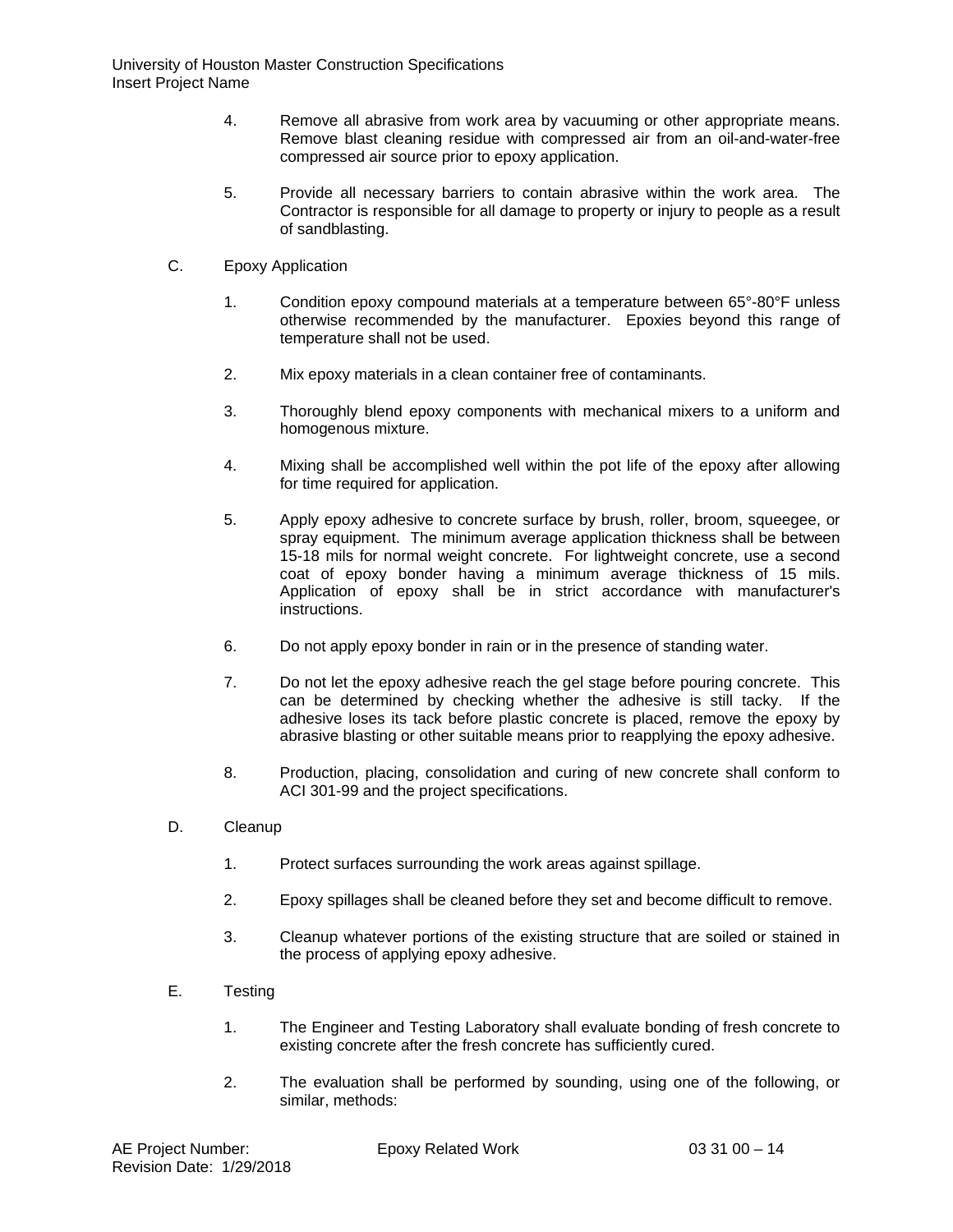4. Remove all abrasive from work area by vacuuming or other appropriate means. Remove blast cleaning residue with compressed air from an oil-and-water-free compressed air source prior to epoxy application.

5. Provide all necessary barriers to contain abrasive within the work area. The Contractor is responsible for all damage to property or injury to people as a result of sandblasting.

C. Epoxy Application

1. Condition epoxy compound materials at a temperature between 65°-80°F unless otherwise recommended by the manufacturer. Epoxies beyond this range of temperature shall not be used.

2. Mix epoxy materials in a clean container free of contaminants.

3. Thoroughly blend epoxy components with mechanical mixers to a uniform and homogenous mixture.

4. Mixing shall be accomplished well within the pot life of the epoxy after allowing for time required for application.

5. Apply epoxy adhesive to concrete surface by brush, roller, broom, squeegee, or spray equipment. The minimum average application thickness shall be between 15-18 mils for normal weight concrete. For lightweight concrete, use a second coat of epoxy bonder having a minimum average thickness of 15 mils. Application of epoxy shall be in strict accordance with manufacturer's instructions.

6. Do not apply epoxy bonder in rain or in the presence of standing water.

7. Do not let the epoxy adhesive reach the gel stage before pouring concrete. This can be determined by checking whether the adhesive is still tacky. If the adhesive loses its tack before plastic concrete is placed, remove the epoxy by abrasive blasting or other suitable means prior to reapplying the epoxy adhesive.

8. Production, placing, consolidation and curing of new concrete shall conform to ACI 301-99 and the project specifications.

D. Cleanup

1. Protect surfaces surrounding the work areas against spillage.

2. Epoxy spillages shall be cleaned before they set and become difficult to remove.

3. Cleanup whatever portions of the existing structure that are soiled or stained in the process of applying epoxy adhesive.

E. Testing

1. The Engineer and Testing Laboratory shall evaluate bonding of fresh concrete to existing concrete after the fresh concrete has sufficiently cured.

2. The evaluation shall be performed by sounding, using one of the following, or similar, methods: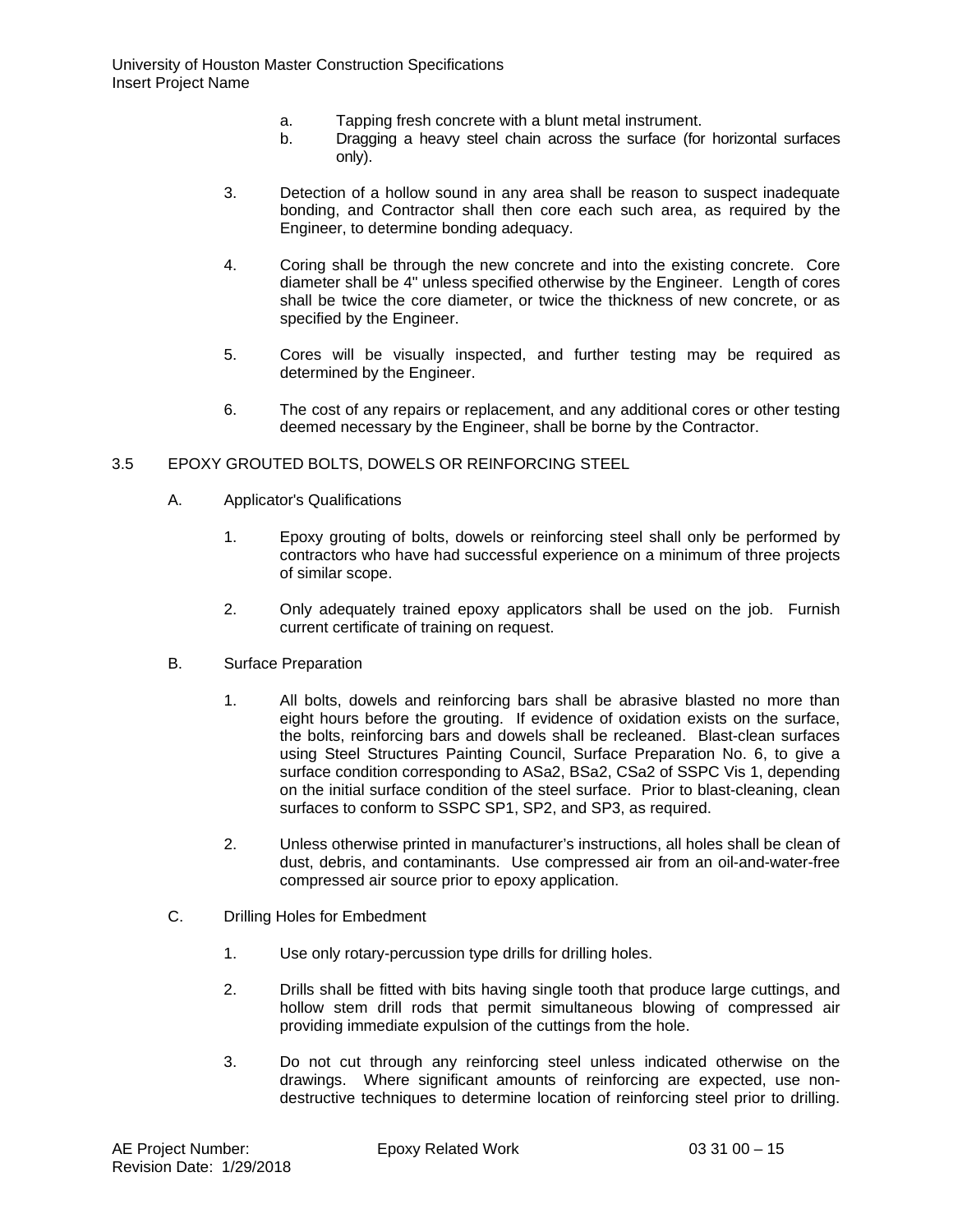a. Tapping fresh concrete with a blunt metal instrument.
b. Dragging a heavy steel chain across the surface (for horizontal surfaces only).

3. Detection of a hollow sound in any area shall be reason to suspect inadequate bonding, and Contractor shall then core each such area, as required by the Engineer, to determine bonding adequacy.

4. Coring shall be through the new concrete and into the existing concrete. Core diameter shall be 4" unless specified otherwise by the Engineer. Length of cores shall be twice the core diameter, or twice the thickness of new concrete, or as specified by the Engineer.

5. Cores will be visually inspected, and further testing may be required as determined by the Engineer.

6. The cost of any repairs or replacement, and any additional cores or other testing deemed necessary by the Engineer, shall be borne by the Contractor.

## 3.5 EPOXY GROUTED BOLTS, DOWELS OR REINFORCING STEEL

A. Applicator's Qualifications

1. Epoxy grouting of bolts, dowels or reinforcing steel shall only be performed by contractors who have had successful experience on a minimum of three projects of similar scope.

2. Only adequately trained epoxy applicators shall be used on the job. Furnish current certificate of training on request.

B. Surface Preparation

1. All bolts, dowels and reinforcing bars shall be abrasive blasted no more than eight hours before the grouting. If evidence of oxidation exists on the surface, the bolts, reinforcing bars and dowels shall be recleaned. Blast-clean surfaces using Steel Structures Painting Council, Surface Preparation No. 6, to give a surface condition corresponding to ASa2, BSa2, CSa2 of SSPC Vis 1, depending on the initial surface condition of the steel surface. Prior to blast-cleaning, clean surfaces to conform to SSPC SP1, SP2, and SP3, as required.

2. Unless otherwise printed in manufacturer's instructions, all holes shall be clean of dust, debris, and contaminants. Use compressed air from an oil-and-water-free compressed air source prior to epoxy application.

C. Drilling Holes for Embedment

1. Use only rotary-percussion type drills for drilling holes.

2. Drills shall be fitted with bits having single tooth that produce large cuttings, and hollow stem drill rods that permit simultaneous blowing of compressed air providing immediate expulsion of the cuttings from the hole.

3. Do not cut through any reinforcing steel unless indicated otherwise on the drawings. Where significant amounts of reinforcing are expected, use non-destructive techniques to determine location of reinforcing steel prior to drilling.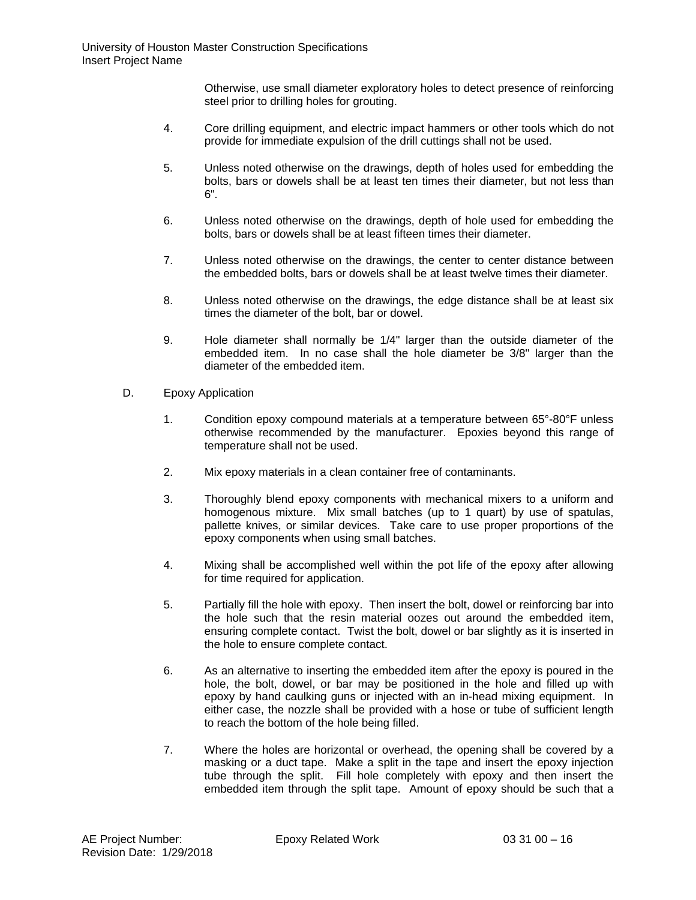Otherwise, use small diameter exploratory holes to detect presence of reinforcing steel prior to drilling holes for grouting.

4. Core drilling equipment, and electric impact hammers or other tools which do not provide for immediate expulsion of the drill cuttings shall not be used.

5. Unless noted otherwise on the drawings, depth of holes used for embedding the bolts, bars or dowels shall be at least ten times their diameter, but not less than 6".

6. Unless noted otherwise on the drawings, depth of hole used for embedding the bolts, bars or dowels shall be at least fifteen times their diameter.

7. Unless noted otherwise on the drawings, the center to center distance between the embedded bolts, bars or dowels shall be at least twelve times their diameter.

8. Unless noted otherwise on the drawings, the edge distance shall be at least six times the diameter of the bolt, bar or dowel.

9. Hole diameter shall normally be 1/4" larger than the outside diameter of the embedded item. In no case shall the hole diameter be 3/8" larger than the diameter of the embedded item.

D. Epoxy Application

1. Condition epoxy compound materials at a temperature between 65°-80°F unless otherwise recommended by the manufacturer. Epoxies beyond this range of temperature shall not be used.

2. Mix epoxy materials in a clean container free of contaminants.

3. Thoroughly blend epoxy components with mechanical mixers to a uniform and homogenous mixture. Mix small batches (up to 1 quart) by use of spatulas, pallette knives, or similar devices. Take care to use proper proportions of the epoxy components when using small batches.

4. Mixing shall be accomplished well within the pot life of the epoxy after allowing for time required for application.

5. Partially fill the hole with epoxy. Then insert the bolt, dowel or reinforcing bar into the hole such that the resin material oozes out around the embedded item, ensuring complete contact. Twist the bolt, dowel or bar slightly as it is inserted in the hole to ensure complete contact.

6. As an alternative to inserting the embedded item after the epoxy is poured in the hole, the bolt, dowel, or bar may be positioned in the hole and filled up with epoxy by hand caulking guns or injected with an in-head mixing equipment. In either case, the nozzle shall be provided with a hose or tube of sufficient length to reach the bottom of the hole being filled.

7. Where the holes are horizontal or overhead, the opening shall be covered by a masking or a duct tape. Make a split in the tape and insert the epoxy injection tube through the split. Fill hole completely with epoxy and then insert the embedded item through the split tape. Amount of epoxy should be such that a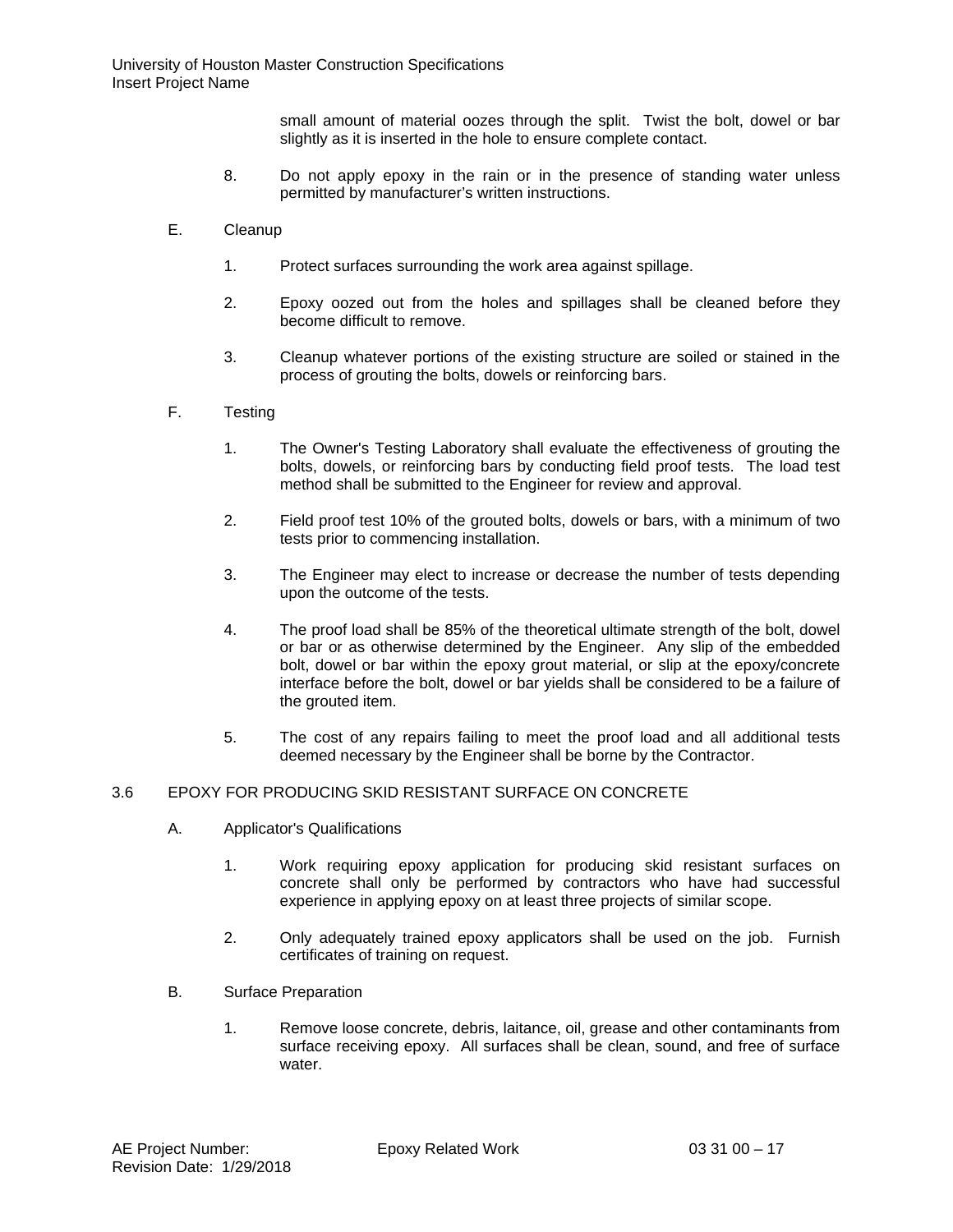small amount of material oozes through the split. Twist the bolt, dowel or bar slightly as it is inserted in the hole to ensure complete contact.

8. Do not apply epoxy in the rain or in the presence of standing water unless permitted by manufacturer's written instructions.

E. Cleanup

1. Protect surfaces surrounding the work area against spillage.

2. Epoxy oozed out from the holes and spillages shall be cleaned before they become difficult to remove.

3. Cleanup whatever portions of the existing structure are soiled or stained in the process of grouting the bolts, dowels or reinforcing bars.

F. Testing

1. The Owner's Testing Laboratory shall evaluate the effectiveness of grouting the bolts, dowels, or reinforcing bars by conducting field proof tests. The load test method shall be submitted to the Engineer for review and approval.

2. Field proof test 10% of the grouted bolts, dowels or bars, with a minimum of two tests prior to commencing installation.

3. The Engineer may elect to increase or decrease the number of tests depending upon the outcome of the tests.

4. The proof load shall be 85% of the theoretical ultimate strength of the bolt, dowel or bar or as otherwise determined by the Engineer. Any slip of the embedded bolt, dowel or bar within the epoxy grout material, or slip at the epoxy/concrete interface before the bolt, dowel or bar yields shall be considered to be a failure of the grouted item.

5. The cost of any repairs failing to meet the proof load and all additional tests deemed necessary by the Engineer shall be borne by the Contractor.

## 3.6 EPOXY FOR PRODUCING SKID RESISTANT SURFACE ON CONCRETE

A. Applicator's Qualifications

1. Work requiring epoxy application for producing skid resistant surfaces on concrete shall only be performed by contractors who have had successful experience in applying epoxy on at least three projects of similar scope.

2. Only adequately trained epoxy applicators shall be used on the job. Furnish certificates of training on request.

B. Surface Preparation

1. Remove loose concrete, debris, laitance, oil, grease and other contaminants from surface receiving epoxy. All surfaces shall be clean, sound, and free of surface water.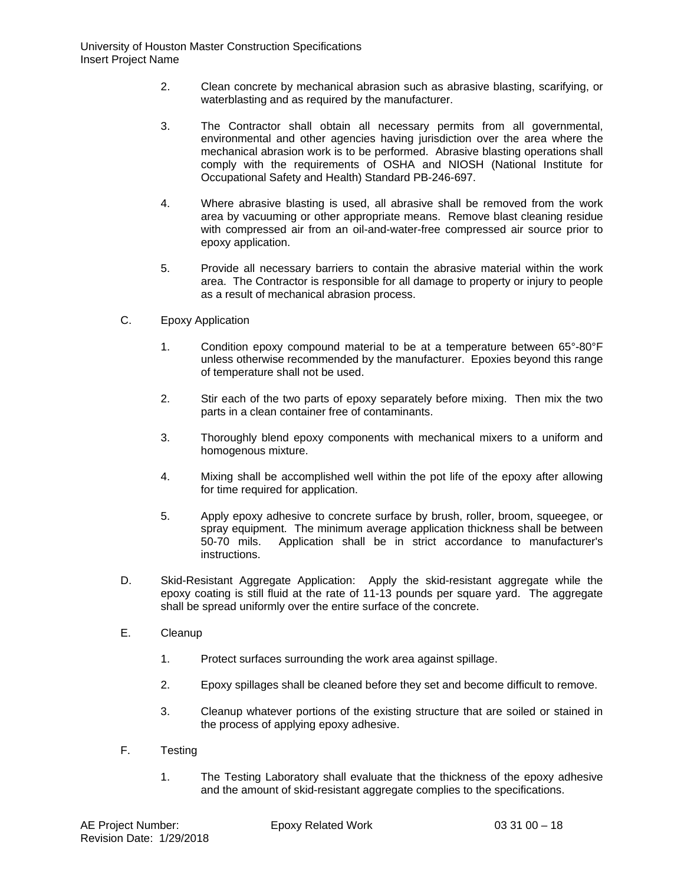2. Clean concrete by mechanical abrasion such as abrasive blasting, scarifying, or waterblasting and as required by the manufacturer.

3. The Contractor shall obtain all necessary permits from all governmental, environmental and other agencies having jurisdiction over the area where the mechanical abrasion work is to be performed. Abrasive blasting operations shall comply with the requirements of OSHA and NIOSH (National Institute for Occupational Safety and Health) Standard PB-246-697.

4. Where abrasive blasting is used, all abrasive shall be removed from the work area by vacuuming or other appropriate means. Remove blast cleaning residue with compressed air from an oil-and-water-free compressed air source prior to epoxy application.

5. Provide all necessary barriers to contain the abrasive material within the work area. The Contractor is responsible for all damage to property or injury to people as a result of mechanical abrasion process.

C. Epoxy Application

1. Condition epoxy compound material to be at a temperature between 65°-80°F unless otherwise recommended by the manufacturer. Epoxies beyond this range of temperature shall not be used.

2. Stir each of the two parts of epoxy separately before mixing. Then mix the two parts in a clean container free of contaminants.

3. Thoroughly blend epoxy components with mechanical mixers to a uniform and homogenous mixture.

4. Mixing shall be accomplished well within the pot life of the epoxy after allowing for time required for application.

5. Apply epoxy adhesive to concrete surface by brush, roller, broom, squeegee, or spray equipment. The minimum average application thickness shall be between 50-70 mils. Application shall be in strict accordance to manufacturer's instructions.

D. Skid-Resistant Aggregate Application: Apply the skid-resistant aggregate while the epoxy coating is still fluid at the rate of 11-13 pounds per square yard. The aggregate shall be spread uniformly over the entire surface of the concrete.

E. Cleanup

1. Protect surfaces surrounding the work area against spillage.

2. Epoxy spillages shall be cleaned before they set and become difficult to remove.

3. Cleanup whatever portions of the existing structure that are soiled or stained in the process of applying epoxy adhesive.

F. Testing

1. The Testing Laboratory shall evaluate that the thickness of the epoxy adhesive and the amount of skid-resistant aggregate complies to the specifications.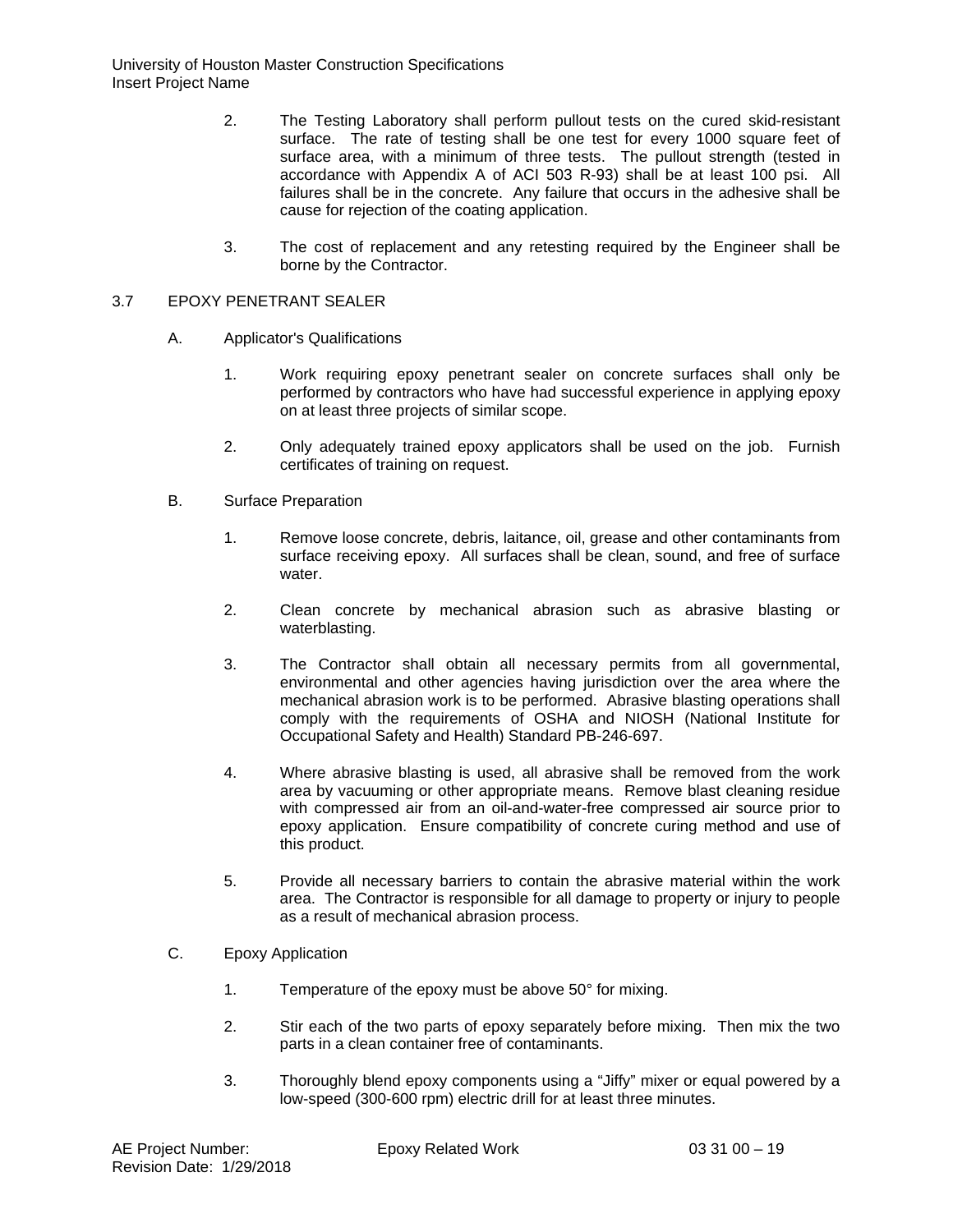2. The Testing Laboratory shall perform pullout tests on the cured skid-resistant surface. The rate of testing shall be one test for every 1000 square feet of surface area, with a minimum of three tests. The pullout strength (tested in accordance with Appendix A of ACI 503 R-93) shall be at least 100 psi. All failures shall be in the concrete. Any failure that occurs in the adhesive shall be cause for rejection of the coating application.

3. The cost of replacement and any retesting required by the Engineer shall be borne by the Contractor.

## 3.7 EPOXY PENETRANT SEALER

A. Applicator's Qualifications

1. Work requiring epoxy penetrant sealer on concrete surfaces shall only be performed by contractors who have had successful experience in applying epoxy on at least three projects of similar scope.

2. Only adequately trained epoxy applicators shall be used on the job. Furnish certificates of training on request.

B. Surface Preparation

1. Remove loose concrete, debris, laitance, oil, grease and other contaminants from surface receiving epoxy. All surfaces shall be clean, sound, and free of surface water.

2. Clean concrete by mechanical abrasion such as abrasive blasting or waterblasting.

3. The Contractor shall obtain all necessary permits from all governmental, environmental and other agencies having jurisdiction over the area where the mechanical abrasion work is to be performed. Abrasive blasting operations shall comply with the requirements of OSHA and NIOSH (National Institute for Occupational Safety and Health) Standard PB-246-697.

4. Where abrasive blasting is used, all abrasive shall be removed from the work area by vacuuming or other appropriate means. Remove blast cleaning residue with compressed air from an oil-and-water-free compressed air source prior to epoxy application. Ensure compatibility of concrete curing method and use of this product.

5. Provide all necessary barriers to contain the abrasive material within the work area. The Contractor is responsible for all damage to property or injury to people as a result of mechanical abrasion process.

C. Epoxy Application

1. Temperature of the epoxy must be above 50° for mixing.

2. Stir each of the two parts of epoxy separately before mixing. Then mix the two parts in a clean container free of contaminants.

3. Thoroughly blend epoxy components using a "Jiffy" mixer or equal powered by a low-speed (300-600 rpm) electric drill for at least three minutes.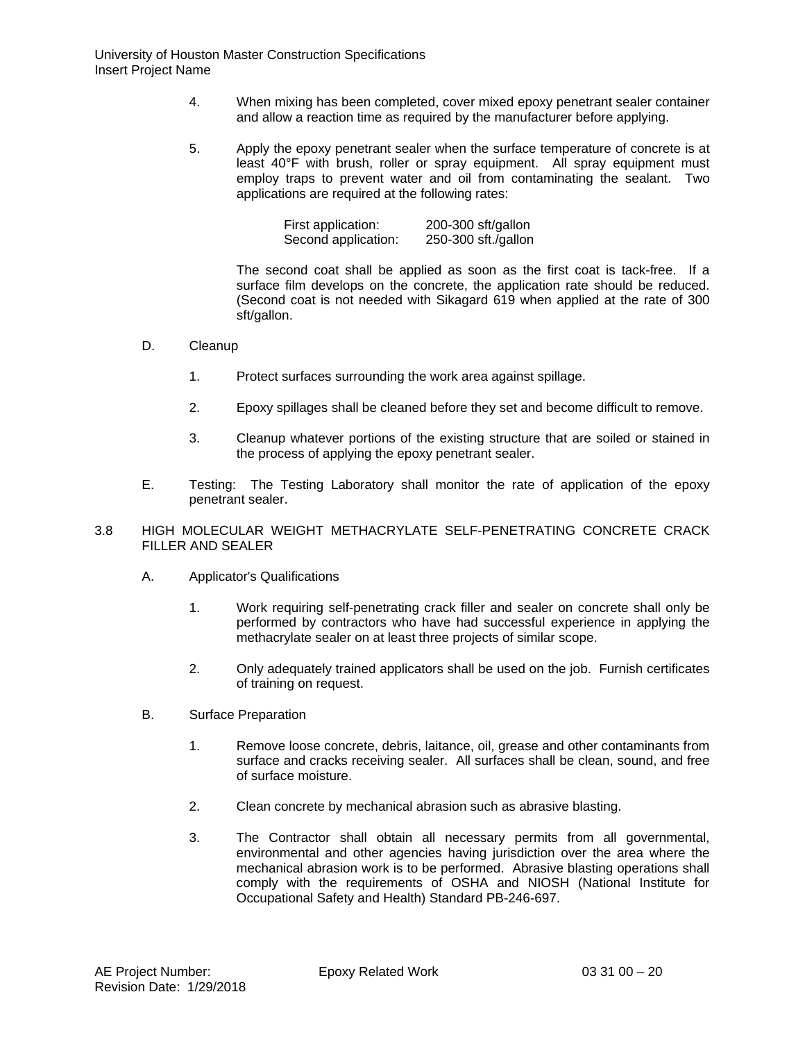4. When mixing has been completed, cover mixed epoxy penetrant sealer container and allow a reaction time as required by the manufacturer before applying.

5. Apply the epoxy penetrant sealer when the surface temperature of concrete is at least 40°F with brush, roller or spray equipment. All spray equipment must employ traps to prevent water and oil from contaminating the sealant. Two applications are required at the following rates:

| | |
|---|---|
| First application: | 200-300 sft/gallon |
| Second application: | 250-300 sft./gallon |

The second coat shall be applied as soon as the first coat is tack-free. If a surface film develops on the concrete, the application rate should be reduced. (Second coat is not needed with Sikagard 619 when applied at the rate of 300 sft/gallon.

D. Cleanup

1. Protect surfaces surrounding the work area against spillage.

2. Epoxy spillages shall be cleaned before they set and become difficult to remove.

3. Cleanup whatever portions of the existing structure that are soiled or stained in the process of applying the epoxy penetrant sealer.

E. Testing: The Testing Laboratory shall monitor the rate of application of the epoxy penetrant sealer.

## 3.8 HIGH MOLECULAR WEIGHT METHACRYLATE SELF-PENETRATING CONCRETE CRACK FILLER AND SEALER

A. Applicator's Qualifications

1. Work requiring self-penetrating crack filler and sealer on concrete shall only be performed by contractors who have had successful experience in applying the methacrylate sealer on at least three projects of similar scope.

2. Only adequately trained applicators shall be used on the job. Furnish certificates of training on request.

B. Surface Preparation

1. Remove loose concrete, debris, laitance, oil, grease and other contaminants from surface and cracks receiving sealer. All surfaces shall be clean, sound, and free of surface moisture.

2. Clean concrete by mechanical abrasion such as abrasive blasting.

3. The Contractor shall obtain all necessary permits from all governmental, environmental and other agencies having jurisdiction over the area where the mechanical abrasion work is to be performed. Abrasive blasting operations shall comply with the requirements of OSHA and NIOSH (National Institute for Occupational Safety and Health) Standard PB-246-697.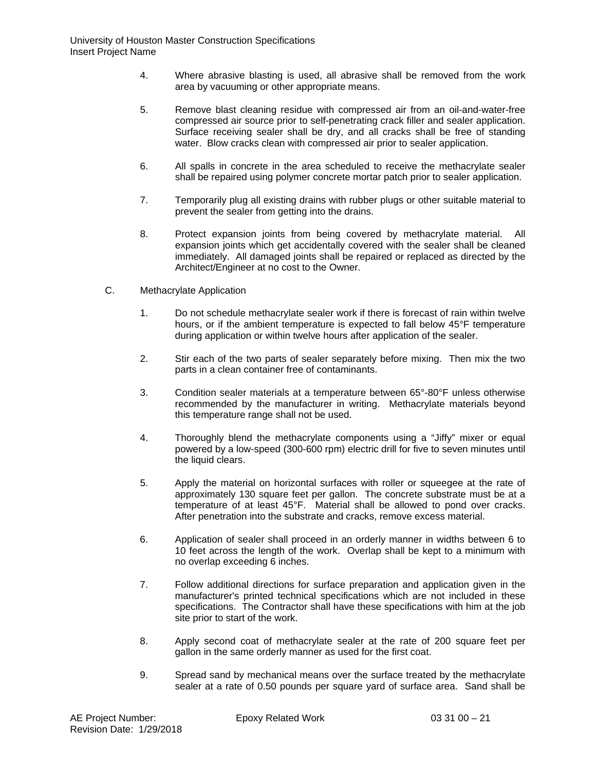4. Where abrasive blasting is used, all abrasive shall be removed from the work area by vacuuming or other appropriate means.

5. Remove blast cleaning residue with compressed air from an oil-and-water-free compressed air source prior to self-penetrating crack filler and sealer application. Surface receiving sealer shall be dry, and all cracks shall be free of standing water. Blow cracks clean with compressed air prior to sealer application.

6. All spalls in concrete in the area scheduled to receive the methacrylate sealer shall be repaired using polymer concrete mortar patch prior to sealer application.

7. Temporarily plug all existing drains with rubber plugs or other suitable material to prevent the sealer from getting into the drains.

8. Protect expansion joints from being covered by methacrylate material. All expansion joints which get accidentally covered with the sealer shall be cleaned immediately. All damaged joints shall be repaired or replaced as directed by the Architect/Engineer at no cost to the Owner.

C. Methacrylate Application

1. Do not schedule methacrylate sealer work if there is forecast of rain within twelve hours, or if the ambient temperature is expected to fall below 45°F temperature during application or within twelve hours after application of the sealer.

2. Stir each of the two parts of sealer separately before mixing. Then mix the two parts in a clean container free of contaminants.

3. Condition sealer materials at a temperature between 65°-80°F unless otherwise recommended by the manufacturer in writing. Methacrylate materials beyond this temperature range shall not be used.

4. Thoroughly blend the methacrylate components using a "Jiffy" mixer or equal powered by a low-speed (300-600 rpm) electric drill for five to seven minutes until the liquid clears.

5. Apply the material on horizontal surfaces with roller or squeegee at the rate of approximately 130 square feet per gallon. The concrete substrate must be at a temperature of at least 45°F. Material shall be allowed to pond over cracks. After penetration into the substrate and cracks, remove excess material.

6. Application of sealer shall proceed in an orderly manner in widths between 6 to 10 feet across the length of the work. Overlap shall be kept to a minimum with no overlap exceeding 6 inches.

7. Follow additional directions for surface preparation and application given in the manufacturer's printed technical specifications which are not included in these specifications. The Contractor shall have these specifications with him at the job site prior to start of the work.

8. Apply second coat of methacrylate sealer at the rate of 200 square feet per gallon in the same orderly manner as used for the first coat.

9. Spread sand by mechanical means over the surface treated by the methacrylate sealer at a rate of 0.50 pounds per square yard of surface area. Sand shall be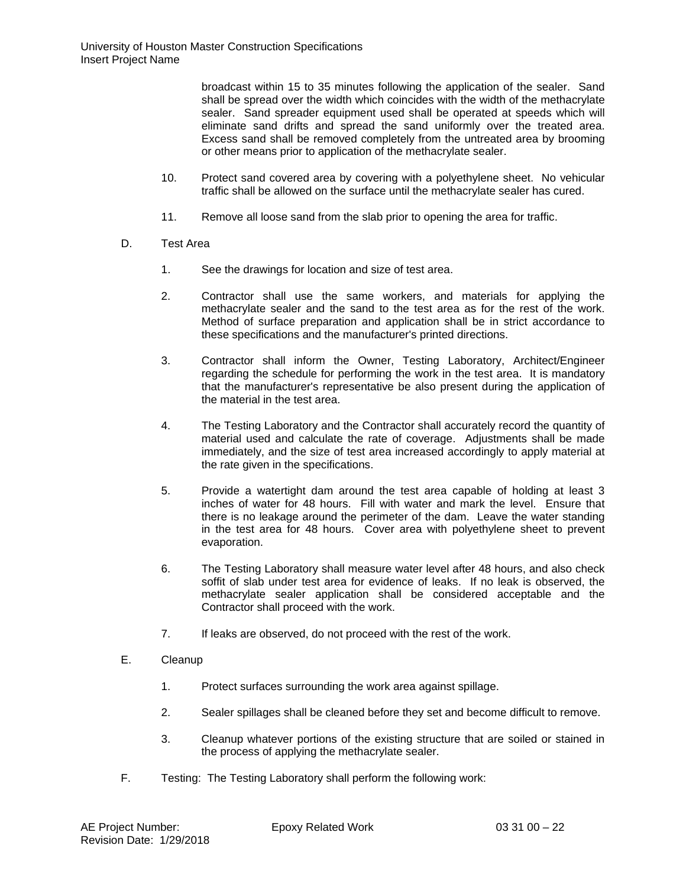broadcast within 15 to 35 minutes following the application of the sealer. Sand shall be spread over the width which coincides with the width of the methacrylate sealer. Sand spreader equipment used shall be operated at speeds which will eliminate sand drifts and spread the sand uniformly over the treated area. Excess sand shall be removed completely from the untreated area by brooming or other means prior to application of the methacrylate sealer.

10. Protect sand covered area by covering with a polyethylene sheet. No vehicular traffic shall be allowed on the surface until the methacrylate sealer has cured.

11. Remove all loose sand from the slab prior to opening the area for traffic.

D. Test Area

1. See the drawings for location and size of test area.

2. Contractor shall use the same workers, and materials for applying the methacrylate sealer and the sand to the test area as for the rest of the work. Method of surface preparation and application shall be in strict accordance to these specifications and the manufacturer's printed directions.

3. Contractor shall inform the Owner, Testing Laboratory, Architect/Engineer regarding the schedule for performing the work in the test area. It is mandatory that the manufacturer's representative be also present during the application of the material in the test area.

4. The Testing Laboratory and the Contractor shall accurately record the quantity of material used and calculate the rate of coverage. Adjustments shall be made immediately, and the size of test area increased accordingly to apply material at the rate given in the specifications.

5. Provide a watertight dam around the test area capable of holding at least 3 inches of water for 48 hours. Fill with water and mark the level. Ensure that there is no leakage around the perimeter of the dam. Leave the water standing in the test area for 48 hours. Cover area with polyethylene sheet to prevent evaporation.

6. The Testing Laboratory shall measure water level after 48 hours, and also check soffit of slab under test area for evidence of leaks. If no leak is observed, the methacrylate sealer application shall be considered acceptable and the Contractor shall proceed with the work.

7. If leaks are observed, do not proceed with the rest of the work.

E. Cleanup

1. Protect surfaces surrounding the work area against spillage.

2. Sealer spillages shall be cleaned before they set and become difficult to remove.

3. Cleanup whatever portions of the existing structure that are soiled or stained in the process of applying the methacrylate sealer.

F. Testing: The Testing Laboratory shall perform the following work: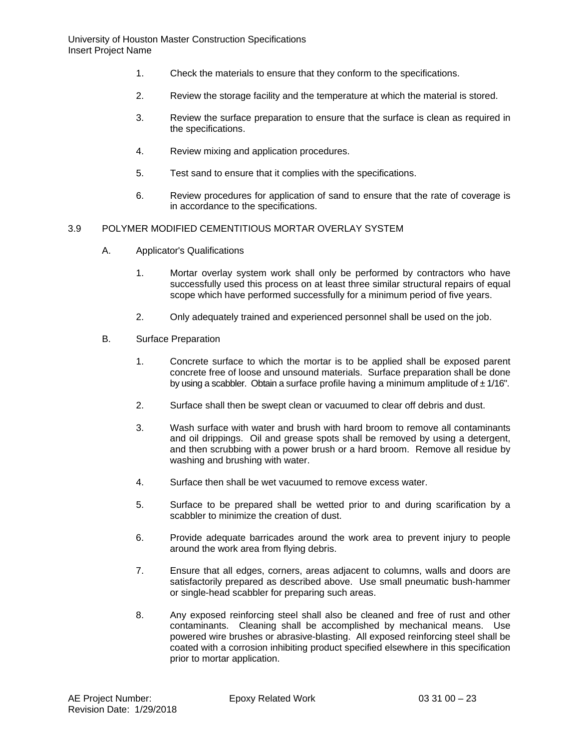1. Check the materials to ensure that they conform to the specifications.

2. Review the storage facility and the temperature at which the material is stored.

3. Review the surface preparation to ensure that the surface is clean as required in the specifications.

4. Review mixing and application procedures.

5. Test sand to ensure that it complies with the specifications.

6. Review procedures for application of sand to ensure that the rate of coverage is in accordance to the specifications.

## 3.9 POLYMER MODIFIED CEMENTITIOUS MORTAR OVERLAY SYSTEM

A. Applicator's Qualifications

1. Mortar overlay system work shall only be performed by contractors who have successfully used this process on at least three similar structural repairs of equal scope which have performed successfully for a minimum period of five years.

2. Only adequately trained and experienced personnel shall be used on the job.

B. Surface Preparation

1. Concrete surface to which the mortar is to be applied shall be exposed parent concrete free of loose and unsound materials. Surface preparation shall be done by using a scabbler. Obtain a surface profile having a minimum amplitude of ± 1/16".

2. Surface shall then be swept clean or vacuumed to clear off debris and dust.

3. Wash surface with water and brush with hard broom to remove all contaminants and oil drippings. Oil and grease spots shall be removed by using a detergent, and then scrubbing with a power brush or a hard broom. Remove all residue by washing and brushing with water.

4. Surface then shall be wet vacuumed to remove excess water.

5. Surface to be prepared shall be wetted prior to and during scarification by a scabbler to minimize the creation of dust.

6. Provide adequate barricades around the work area to prevent injury to people around the work area from flying debris.

7. Ensure that all edges, corners, areas adjacent to columns, walls and doors are satisfactorily prepared as described above. Use small pneumatic bush-hammer or single-head scabbler for preparing such areas.

8. Any exposed reinforcing steel shall also be cleaned and free of rust and other contaminants. Cleaning shall be accomplished by mechanical means. Use powered wire brushes or abrasive-blasting. All exposed reinforcing steel shall be coated with a corrosion inhibiting product specified elsewhere in this specification prior to mortar application.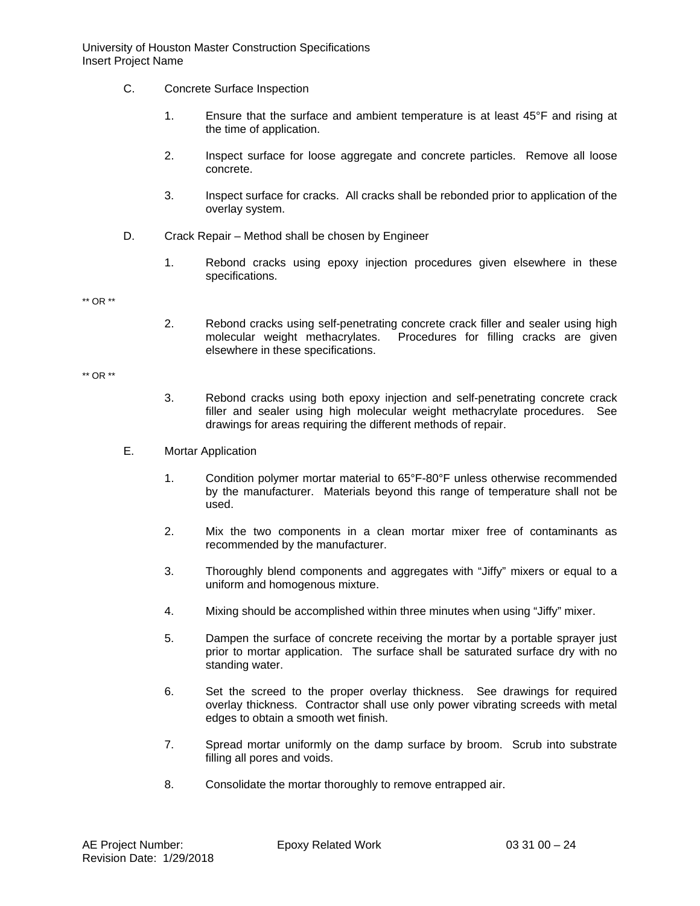C. Concrete Surface Inspection

1. Ensure that the surface and ambient temperature is at least 45°F and rising at the time of application.

2. Inspect surface for loose aggregate and concrete particles. Remove all loose concrete.

3. Inspect surface for cracks. All cracks shall be rebonded prior to application of the overlay system.

D. Crack Repair – Method shall be chosen by Engineer

1. Rebond cracks using epoxy injection procedures given elsewhere in these specifications.

** OR **

2. Rebond cracks using self-penetrating concrete crack filler and sealer using high molecular weight methacrylates. Procedures for filling cracks are given elsewhere in these specifications.

** OR **

3. Rebond cracks using both epoxy injection and self-penetrating concrete crack filler and sealer using high molecular weight methacrylate procedures. See drawings for areas requiring the different methods of repair.

E. Mortar Application

1. Condition polymer mortar material to 65°F-80°F unless otherwise recommended by the manufacturer. Materials beyond this range of temperature shall not be used.

2. Mix the two components in a clean mortar mixer free of contaminants as recommended by the manufacturer.

3. Thoroughly blend components and aggregates with "Jiffy" mixers or equal to a uniform and homogenous mixture.

4. Mixing should be accomplished within three minutes when using "Jiffy" mixer.

5. Dampen the surface of concrete receiving the mortar by a portable sprayer just prior to mortar application. The surface shall be saturated surface dry with no standing water.

6. Set the screed to the proper overlay thickness. See drawings for required overlay thickness. Contractor shall use only power vibrating screeds with metal edges to obtain a smooth wet finish.

7. Spread mortar uniformly on the damp surface by broom. Scrub into substrate filling all pores and voids.

8. Consolidate the mortar thoroughly to remove entrapped air.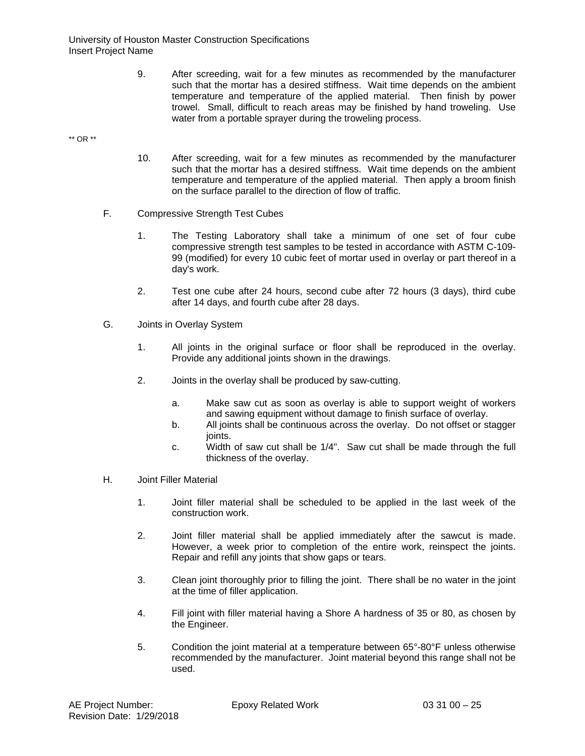9. After screeding, wait for a few minutes as recommended by the manufacturer such that the mortar has a desired stiffness. Wait time depends on the ambient temperature and temperature of the applied material. Then finish by power trowel. Small, difficult to reach areas may be finished by hand troweling. Use water from a portable sprayer during the troweling process.

** OR **

10. After screeding, wait for a few minutes as recommended by the manufacturer such that the mortar has a desired stiffness. Wait time depends on the ambient temperature and temperature of the applied material. Then apply a broom finish on the surface parallel to the direction of flow of traffic.

F. Compressive Strength Test Cubes

1. The Testing Laboratory shall take a minimum of one set of four cube compressive strength test samples to be tested in accordance with ASTM C-109-99 (modified) for every 10 cubic feet of mortar used in overlay or part thereof in a day's work.

2. Test one cube after 24 hours, second cube after 72 hours (3 days), third cube after 14 days, and fourth cube after 28 days.

G. Joints in Overlay System

1. All joints in the original surface or floor shall be reproduced in the overlay. Provide any additional joints shown in the drawings.

2. Joints in the overlay shall be produced by saw-cutting.

   a. Make saw cut as soon as overlay is able to support weight of workers and sawing equipment without damage to finish surface of overlay.
   b. All joints shall be continuous across the overlay. Do not offset or stagger joints.
   c. Width of saw cut shall be 1/4". Saw cut shall be made through the full thickness of the overlay.

H. Joint Filler Material

1. Joint filler material shall be scheduled to be applied in the last week of the construction work.

2. Joint filler material shall be applied immediately after the sawcut is made. However, a week prior to completion of the entire work, reinspect the joints. Repair and refill any joints that show gaps or tears.

3. Clean joint thoroughly prior to filling the joint. There shall be no water in the joint at the time of filler application.

4. Fill joint with filler material having a Shore A hardness of 35 or 80, as chosen by the Engineer.

5. Condition the joint material at a temperature between 65°-80°F unless otherwise recommended by the manufacturer. Joint material beyond this range shall not be used.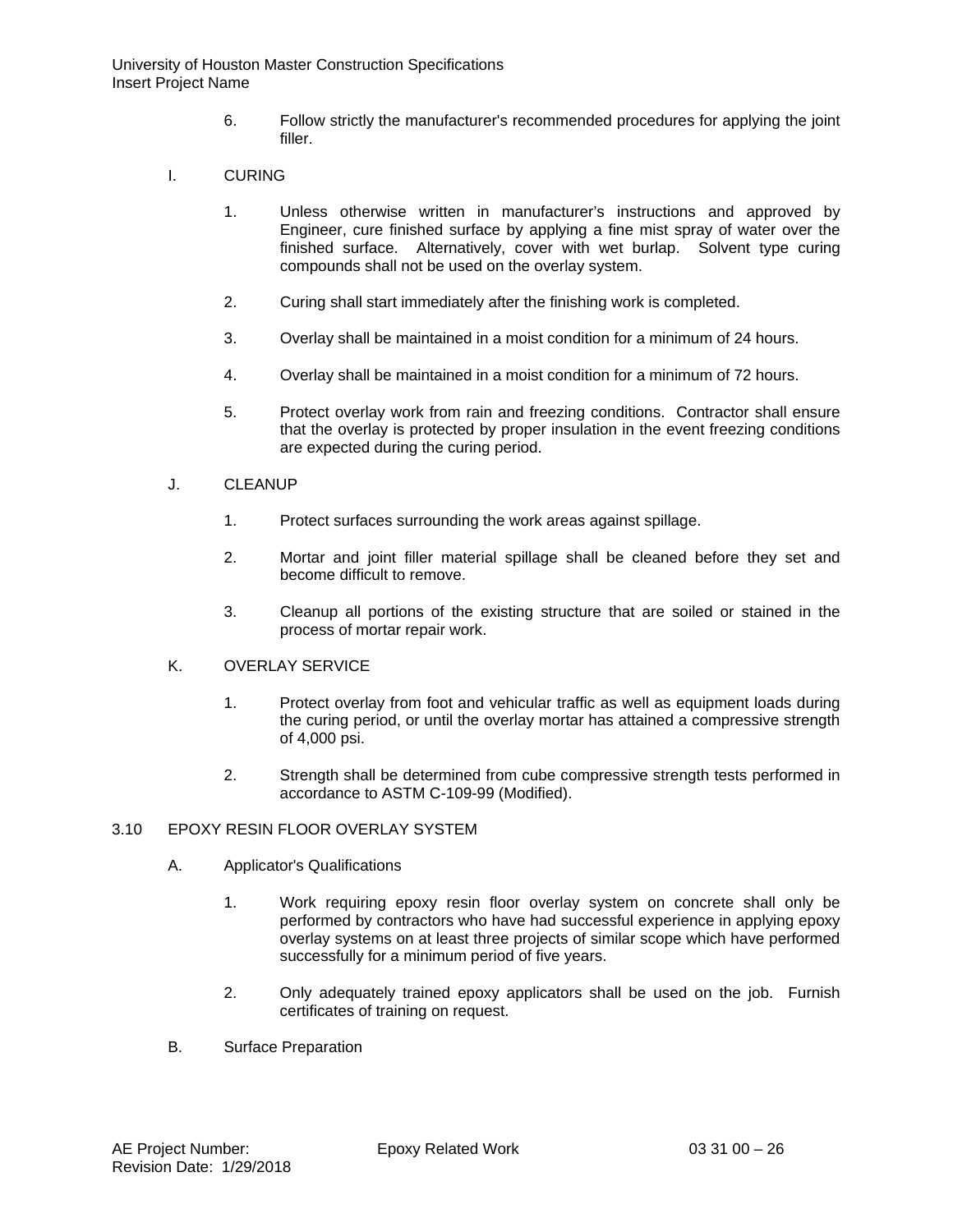6. Follow strictly the manufacturer's recommended procedures for applying the joint filler.

I. CURING

1. Unless otherwise written in manufacturer's instructions and approved by Engineer, cure finished surface by applying a fine mist spray of water over the finished surface. Alternatively, cover with wet burlap. Solvent type curing compounds shall not be used on the overlay system.

2. Curing shall start immediately after the finishing work is completed.

3. Overlay shall be maintained in a moist condition for a minimum of 24 hours.

4. Overlay shall be maintained in a moist condition for a minimum of 72 hours.

5. Protect overlay work from rain and freezing conditions. Contractor shall ensure that the overlay is protected by proper insulation in the event freezing conditions are expected during the curing period.

J. CLEANUP

1. Protect surfaces surrounding the work areas against spillage.

2. Mortar and joint filler material spillage shall be cleaned before they set and become difficult to remove.

3. Cleanup all portions of the existing structure that are soiled or stained in the process of mortar repair work.

K. OVERLAY SERVICE

1. Protect overlay from foot and vehicular traffic as well as equipment loads during the curing period, or until the overlay mortar has attained a compressive strength of 4,000 psi.

2. Strength shall be determined from cube compressive strength tests performed in accordance to ASTM C-109-99 (Modified).

## 3.10 EPOXY RESIN FLOOR OVERLAY SYSTEM

A. Applicator's Qualifications

1. Work requiring epoxy resin floor overlay system on concrete shall only be performed by contractors who have had successful experience in applying epoxy overlay systems on at least three projects of similar scope which have performed successfully for a minimum period of five years.

2. Only adequately trained epoxy applicators shall be used on the job. Furnish certificates of training on request.

B. Surface Preparation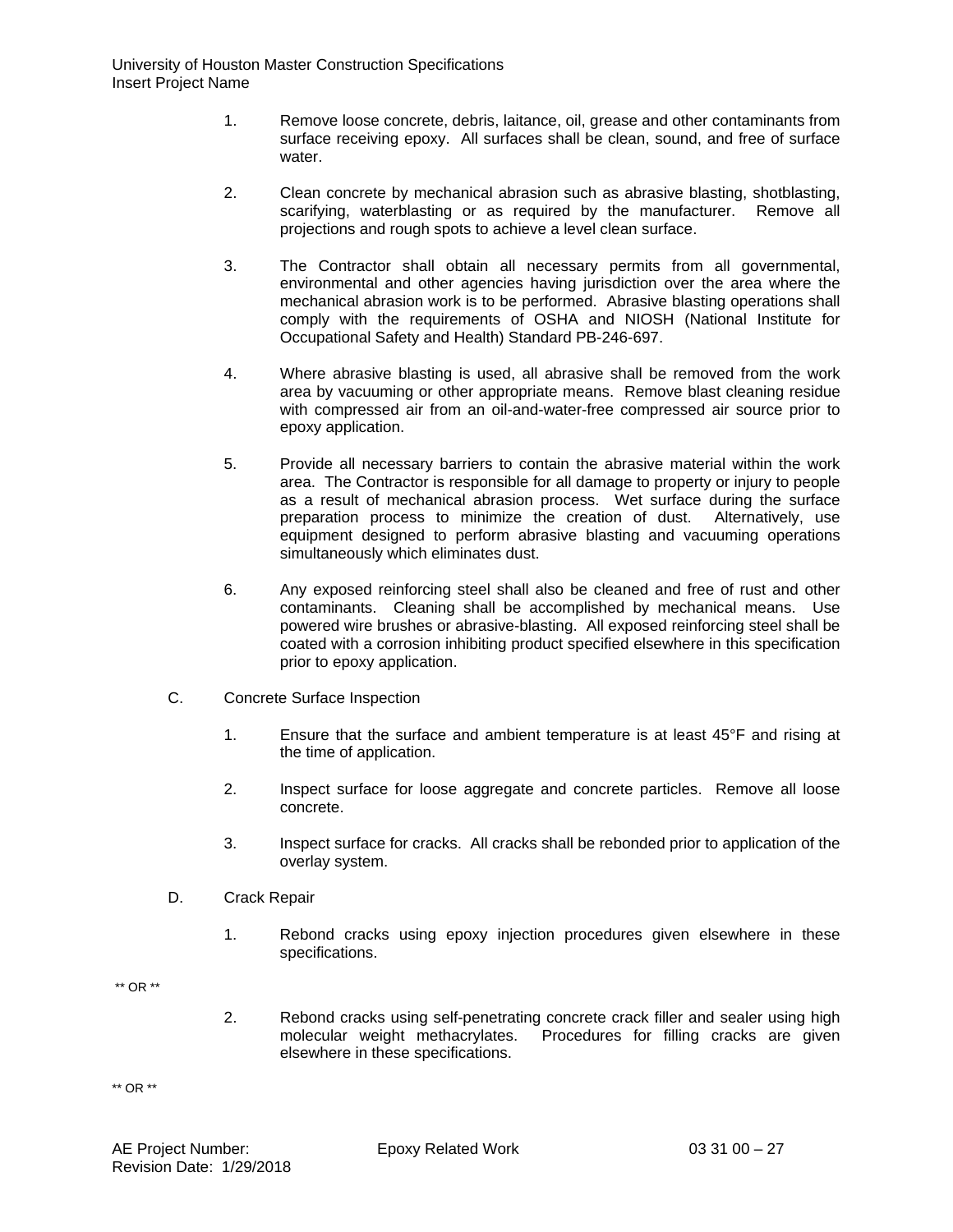1. Remove loose concrete, debris, laitance, oil, grease and other contaminants from surface receiving epoxy. All surfaces shall be clean, sound, and free of surface water.

2. Clean concrete by mechanical abrasion such as abrasive blasting, shotblasting, scarifying, waterblasting or as required by the manufacturer. Remove all projections and rough spots to achieve a level clean surface.

3. The Contractor shall obtain all necessary permits from all governmental, environmental and other agencies having jurisdiction over the area where the mechanical abrasion work is to be performed. Abrasive blasting operations shall comply with the requirements of OSHA and NIOSH (National Institute for Occupational Safety and Health) Standard PB-246-697.

4. Where abrasive blasting is used, all abrasive shall be removed from the work area by vacuuming or other appropriate means. Remove blast cleaning residue with compressed air from an oil-and-water-free compressed air source prior to epoxy application.

5. Provide all necessary barriers to contain the abrasive material within the work area. The Contractor is responsible for all damage to property or injury to people as a result of mechanical abrasion process. Wet surface during the surface preparation process to minimize the creation of dust. Alternatively, use equipment designed to perform abrasive blasting and vacuuming operations simultaneously which eliminates dust.

6. Any exposed reinforcing steel shall also be cleaned and free of rust and other contaminants. Cleaning shall be accomplished by mechanical means. Use powered wire brushes or abrasive-blasting. All exposed reinforcing steel shall be coated with a corrosion inhibiting product specified elsewhere in this specification prior to epoxy application.

C. Concrete Surface Inspection

1. Ensure that the surface and ambient temperature is at least 45°F and rising at the time of application.

2. Inspect surface for loose aggregate and concrete particles. Remove all loose concrete.

3. Inspect surface for cracks. All cracks shall be rebonded prior to application of the overlay system.

D. Crack Repair

1. Rebond cracks using epoxy injection procedures given elsewhere in these specifications.

** OR **

2. Rebond cracks using self-penetrating concrete crack filler and sealer using high molecular weight methacrylates. Procedures for filling cracks are given elsewhere in these specifications.

** OR **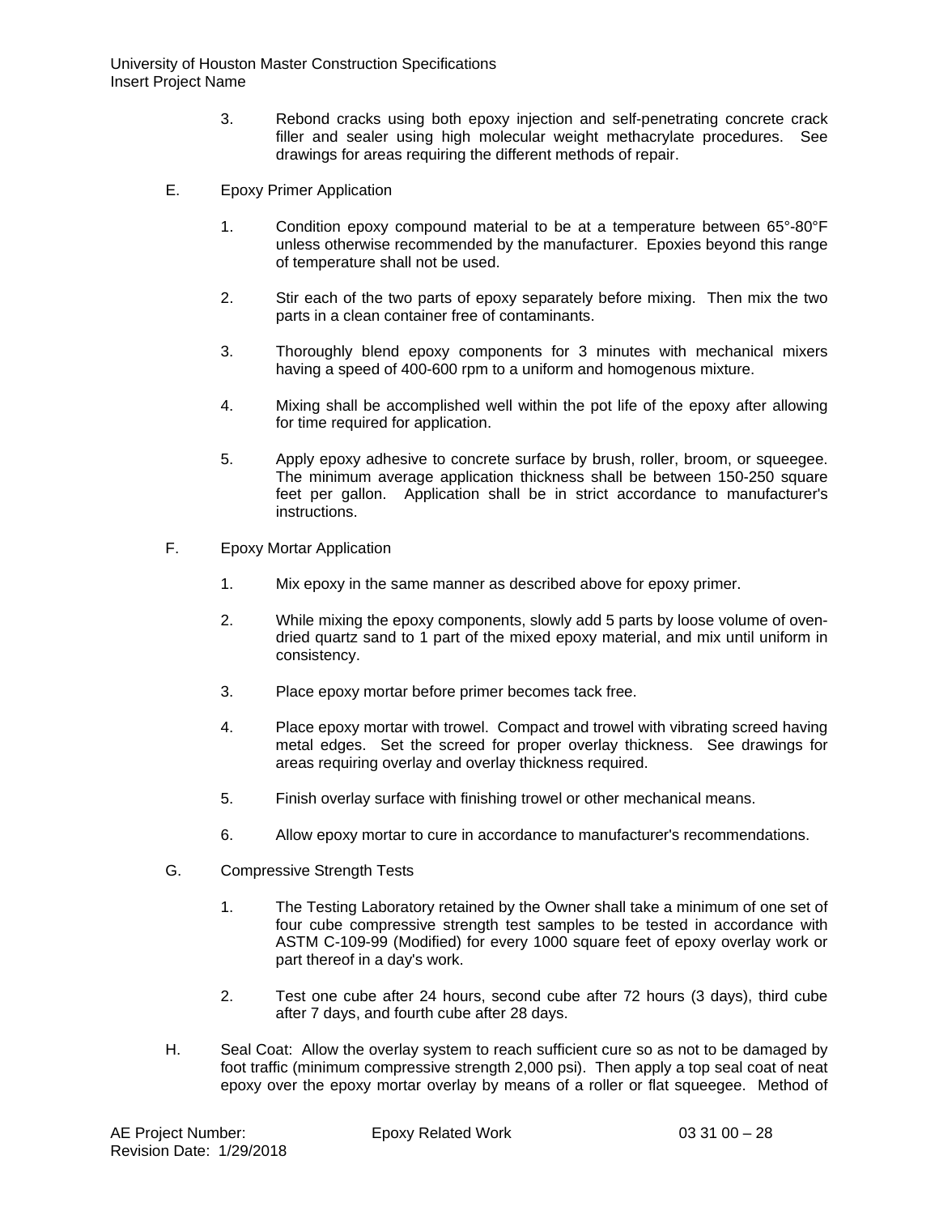3. Rebond cracks using both epoxy injection and self-penetrating concrete crack filler and sealer using high molecular weight methacrylate procedures. See drawings for areas requiring the different methods of repair.

E. Epoxy Primer Application

1. Condition epoxy compound material to be at a temperature between 65°-80°F unless otherwise recommended by the manufacturer. Epoxies beyond this range of temperature shall not be used.

2. Stir each of the two parts of epoxy separately before mixing. Then mix the two parts in a clean container free of contaminants.

3. Thoroughly blend epoxy components for 3 minutes with mechanical mixers having a speed of 400-600 rpm to a uniform and homogenous mixture.

4. Mixing shall be accomplished well within the pot life of the epoxy after allowing for time required for application.

5. Apply epoxy adhesive to concrete surface by brush, roller, broom, or squeegee. The minimum average application thickness shall be between 150-250 square feet per gallon. Application shall be in strict accordance to manufacturer's instructions.

F. Epoxy Mortar Application

1. Mix epoxy in the same manner as described above for epoxy primer.

2. While mixing the epoxy components, slowly add 5 parts by loose volume of oven-dried quartz sand to 1 part of the mixed epoxy material, and mix until uniform in consistency.

3. Place epoxy mortar before primer becomes tack free.

4. Place epoxy mortar with trowel. Compact and trowel with vibrating screed having metal edges. Set the screed for proper overlay thickness. See drawings for areas requiring overlay and overlay thickness required.

5. Finish overlay surface with finishing trowel or other mechanical means.

6. Allow epoxy mortar to cure in accordance to manufacturer's recommendations.

G. Compressive Strength Tests

1. The Testing Laboratory retained by the Owner shall take a minimum of one set of four cube compressive strength test samples to be tested in accordance with ASTM C-109-99 (Modified) for every 1000 square feet of epoxy overlay work or part thereof in a day's work.

2. Test one cube after 24 hours, second cube after 72 hours (3 days), third cube after 7 days, and fourth cube after 28 days.

H. Seal Coat: Allow the overlay system to reach sufficient cure so as not to be damaged by foot traffic (minimum compressive strength 2,000 psi). Then apply a top seal coat of neat epoxy over the epoxy mortar overlay by means of a roller or flat squeegee. Method of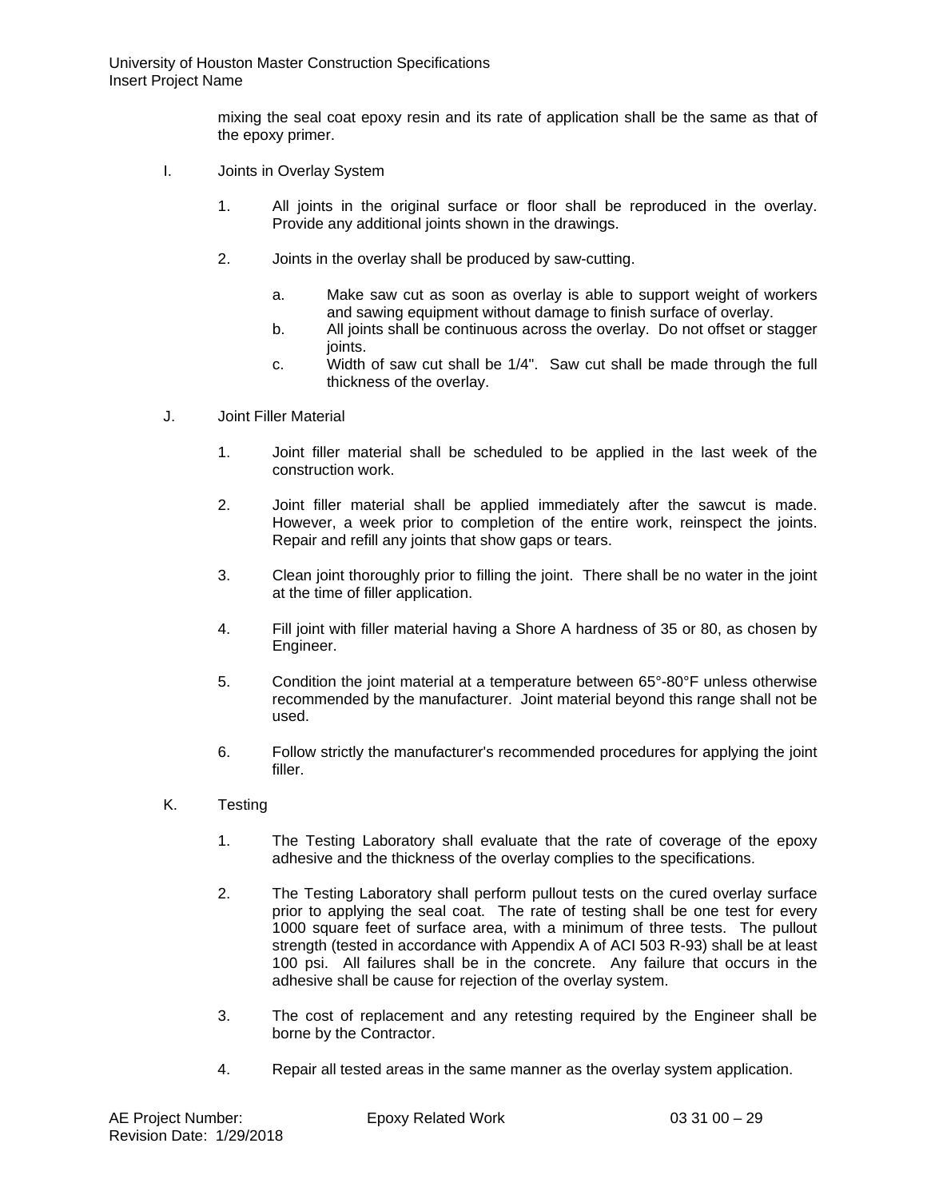mixing the seal coat epoxy resin and its rate of application shall be the same as that of the epoxy primer.

I. Joints in Overlay System

1. All joints in the original surface or floor shall be reproduced in the overlay. Provide any additional joints shown in the drawings.

2. Joints in the overlay shall be produced by saw-cutting.

   a. Make saw cut as soon as overlay is able to support weight of workers and sawing equipment without damage to finish surface of overlay.
   b. All joints shall be continuous across the overlay. Do not offset or stagger joints.
   c. Width of saw cut shall be 1/4". Saw cut shall be made through the full thickness of the overlay.

J. Joint Filler Material

1. Joint filler material shall be scheduled to be applied in the last week of the construction work.

2. Joint filler material shall be applied immediately after the sawcut is made. However, a week prior to completion of the entire work, reinspect the joints. Repair and refill any joints that show gaps or tears.

3. Clean joint thoroughly prior to filling the joint. There shall be no water in the joint at the time of filler application.

4. Fill joint with filler material having a Shore A hardness of 35 or 80, as chosen by Engineer.

5. Condition the joint material at a temperature between 65°-80°F unless otherwise recommended by the manufacturer. Joint material beyond this range shall not be used.

6. Follow strictly the manufacturer's recommended procedures for applying the joint filler.

K. Testing

1. The Testing Laboratory shall evaluate that the rate of coverage of the epoxy adhesive and the thickness of the overlay complies to the specifications.

2. The Testing Laboratory shall perform pullout tests on the cured overlay surface prior to applying the seal coat. The rate of testing shall be one test for every 1000 square feet of surface area, with a minimum of three tests. The pullout strength (tested in accordance with Appendix A of ACI 503 R-93) shall be at least 100 psi. All failures shall be in the concrete. Any failure that occurs in the adhesive shall be cause for rejection of the overlay system.

3. The cost of replacement and any retesting required by the Engineer shall be borne by the Contractor.

4. Repair all tested areas in the same manner as the overlay system application.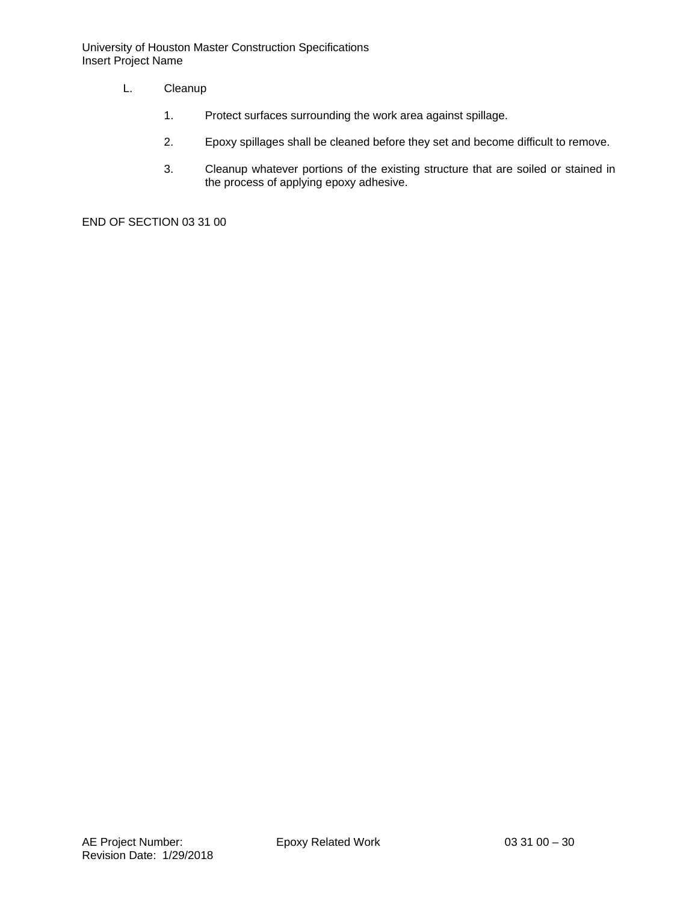L. Cleanup

1. Protect surfaces surrounding the work area against spillage.

2. Epoxy spillages shall be cleaned before they set and become difficult to remove.

3. Cleanup whatever portions of the existing structure that are soiled or stained in the process of applying epoxy adhesive.

END OF SECTION 03 31 00